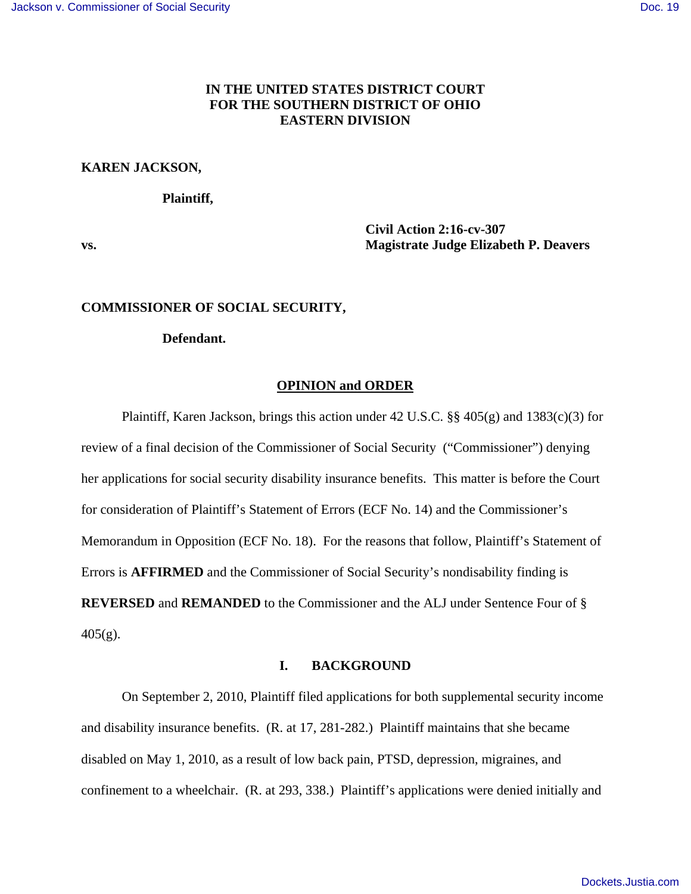**IN THE UNITED STATES DISTRICT COURT**
**FOR THE SOUTHERN DISTRICT OF OHIO**
**EASTERN DIVISION**

**KAREN JACKSON,**

**Plaintiff,**

**vs.**

**Civil Action 2:16-cv-307**
**Magistrate Judge Elizabeth P. Deavers**

**COMMISSIONER OF SOCIAL SECURITY,**

**Defendant.**

## OPINION and ORDER

Plaintiff, Karen Jackson, brings this action under 42 U.S.C. §§ 405(g) and 1383(c)(3) for review of a final decision of the Commissioner of Social Security ("Commissioner") denying her applications for social security disability insurance benefits. This matter is before the Court for consideration of Plaintiff's Statement of Errors (ECF No. 14) and the Commissioner's Memorandum in Opposition (ECF No. 18). For the reasons that follow, Plaintiff's Statement of Errors is **AFFIRMED** and the Commissioner of Social Security's nondisability finding is **REVERSED** and **REMANDED** to the Commissioner and the ALJ under Sentence Four of § 405(g).

## I. BACKGROUND

On September 2, 2010, Plaintiff filed applications for both supplemental security income and disability insurance benefits. (R. at 17, 281-282.) Plaintiff maintains that she became disabled on May 1, 2010, as a result of low back pain, PTSD, depression, migraines, and confinement to a wheelchair. (R. at 293, 338.) Plaintiff's applications were denied initially and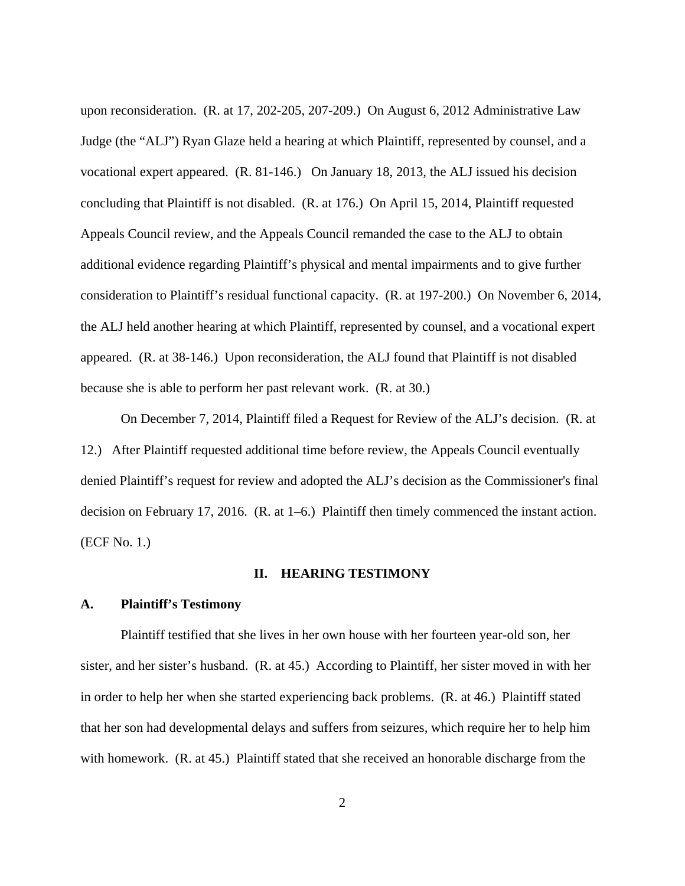upon reconsideration. (R. at 17, 202-205, 207-209.) On August 6, 2012 Administrative Law Judge (the "ALJ") Ryan Glaze held a hearing at which Plaintiff, represented by counsel, and a vocational expert appeared. (R. 81-146.) On January 18, 2013, the ALJ issued his decision concluding that Plaintiff is not disabled. (R. at 176.) On April 15, 2014, Plaintiff requested Appeals Council review, and the Appeals Council remanded the case to the ALJ to obtain additional evidence regarding Plaintiff's physical and mental impairments and to give further consideration to Plaintiff's residual functional capacity. (R. at 197-200.) On November 6, 2014, the ALJ held another hearing at which Plaintiff, represented by counsel, and a vocational expert appeared. (R. at 38-146.) Upon reconsideration, the ALJ found that Plaintiff is not disabled because she is able to perform her past relevant work. (R. at 30.)

On December 7, 2014, Plaintiff filed a Request for Review of the ALJ's decision. (R. at 12.) After Plaintiff requested additional time before review, the Appeals Council eventually denied Plaintiff's request for review and adopted the ALJ's decision as the Commissioner's final decision on February 17, 2016. (R. at 1–6.) Plaintiff then timely commenced the instant action. (ECF No. 1.)

## II. HEARING TESTIMONY

### A. Plaintiff's Testimony

Plaintiff testified that she lives in her own house with her fourteen year-old son, her sister, and her sister's husband. (R. at 45.) According to Plaintiff, her sister moved in with her in order to help her when she started experiencing back problems. (R. at 46.) Plaintiff stated that her son had developmental delays and suffers from seizures, which require her to help him with homework. (R. at 45.) Plaintiff stated that she received an honorable discharge from the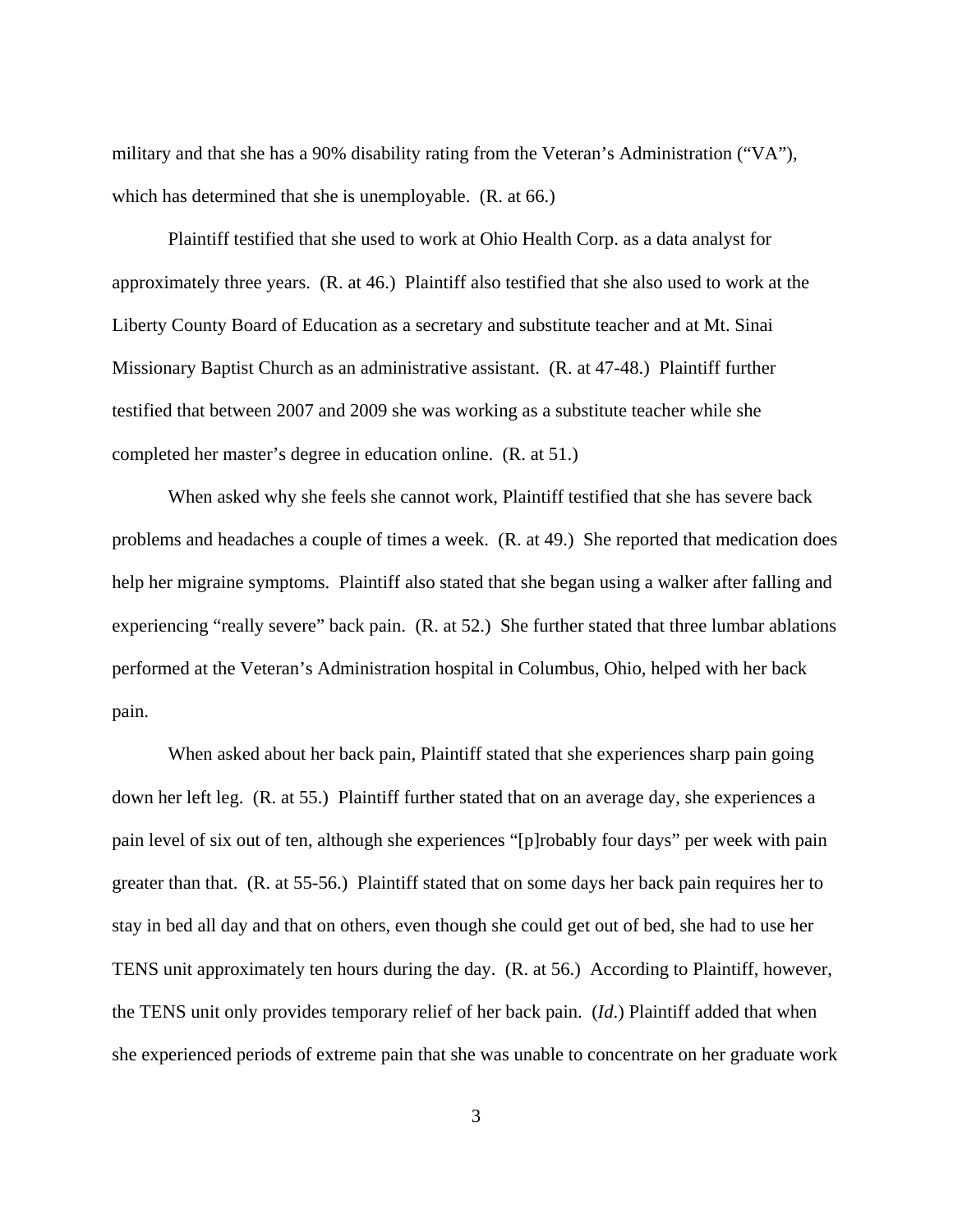military and that she has a 90% disability rating from the Veteran's Administration ("VA"), which has determined that she is unemployable. (R. at 66.)

Plaintiff testified that she used to work at Ohio Health Corp. as a data analyst for approximately three years. (R. at 46.) Plaintiff also testified that she also used to work at the Liberty County Board of Education as a secretary and substitute teacher and at Mt. Sinai Missionary Baptist Church as an administrative assistant. (R. at 47-48.) Plaintiff further testified that between 2007 and 2009 she was working as a substitute teacher while she completed her master's degree in education online. (R. at 51.)

When asked why she feels she cannot work, Plaintiff testified that she has severe back problems and headaches a couple of times a week. (R. at 49.) She reported that medication does help her migraine symptoms. Plaintiff also stated that she began using a walker after falling and experiencing "really severe" back pain. (R. at 52.) She further stated that three lumbar ablations performed at the Veteran's Administration hospital in Columbus, Ohio, helped with her back pain.

When asked about her back pain, Plaintiff stated that she experiences sharp pain going down her left leg. (R. at 55.) Plaintiff further stated that on an average day, she experiences a pain level of six out of ten, although she experiences "[p]robably four days" per week with pain greater than that. (R. at 55-56.) Plaintiff stated that on some days her back pain requires her to stay in bed all day and that on others, even though she could get out of bed, she had to use her TENS unit approximately ten hours during the day. (R. at 56.) According to Plaintiff, however, the TENS unit only provides temporary relief of her back pain. (*Id*.) Plaintiff added that when she experienced periods of extreme pain that she was unable to concentrate on her graduate work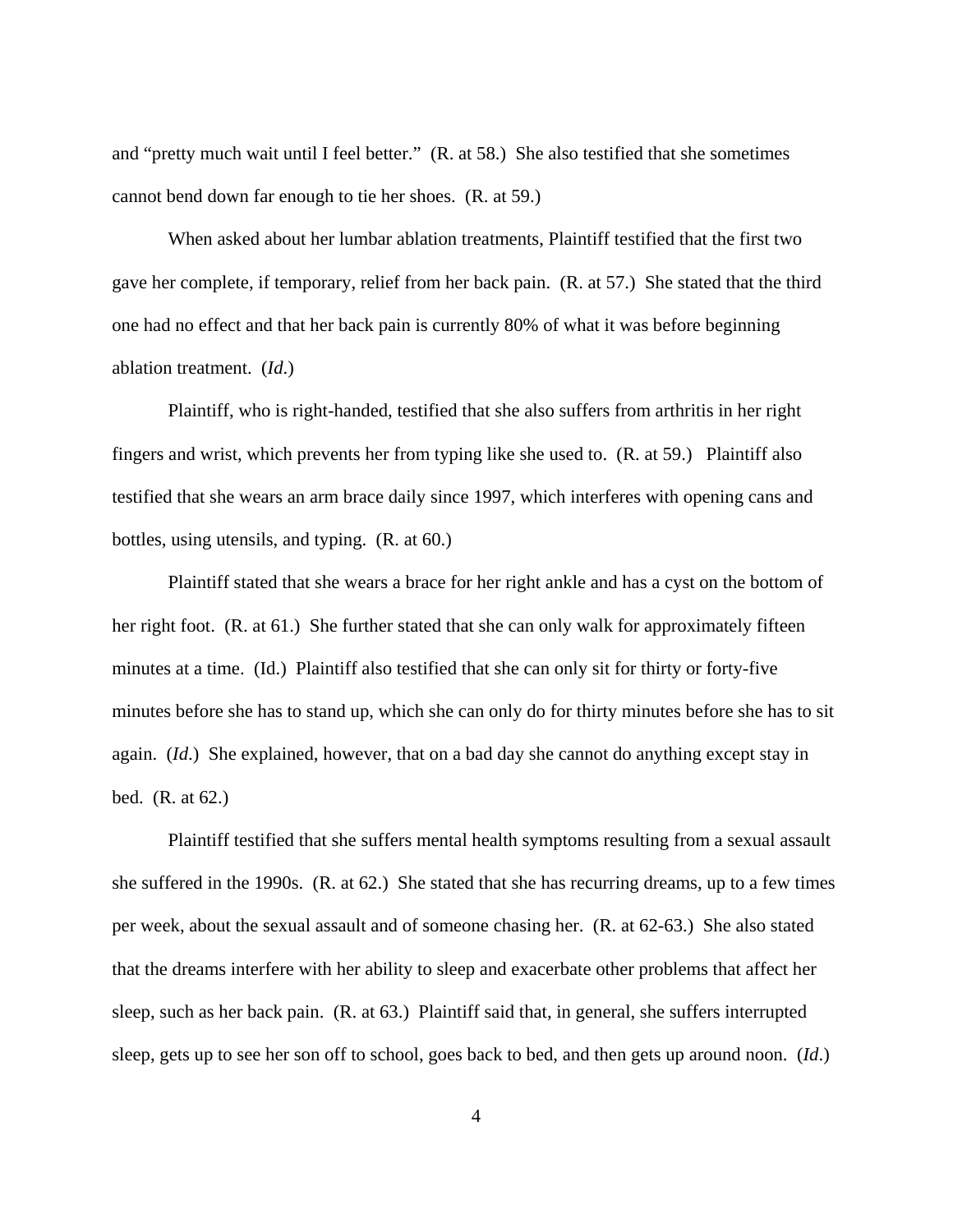and "pretty much wait until I feel better." (R. at 58.) She also testified that she sometimes cannot bend down far enough to tie her shoes. (R. at 59.)

When asked about her lumbar ablation treatments, Plaintiff testified that the first two gave her complete, if temporary, relief from her back pain. (R. at 57.) She stated that the third one had no effect and that her back pain is currently 80% of what it was before beginning ablation treatment. (*Id*.)

Plaintiff, who is right-handed, testified that she also suffers from arthritis in her right fingers and wrist, which prevents her from typing like she used to. (R. at 59.) Plaintiff also testified that she wears an arm brace daily since 1997, which interferes with opening cans and bottles, using utensils, and typing. (R. at 60.)

Plaintiff stated that she wears a brace for her right ankle and has a cyst on the bottom of her right foot. (R. at 61.) She further stated that she can only walk for approximately fifteen minutes at a time. (Id.) Plaintiff also testified that she can only sit for thirty or forty-five minutes before she has to stand up, which she can only do for thirty minutes before she has to sit again. (*Id*.) She explained, however, that on a bad day she cannot do anything except stay in bed. (R. at 62.)

Plaintiff testified that she suffers mental health symptoms resulting from a sexual assault she suffered in the 1990s. (R. at 62.) She stated that she has recurring dreams, up to a few times per week, about the sexual assault and of someone chasing her. (R. at 62-63.) She also stated that the dreams interfere with her ability to sleep and exacerbate other problems that affect her sleep, such as her back pain. (R. at 63.) Plaintiff said that, in general, she suffers interrupted sleep, gets up to see her son off to school, goes back to bed, and then gets up around noon. (*Id*.)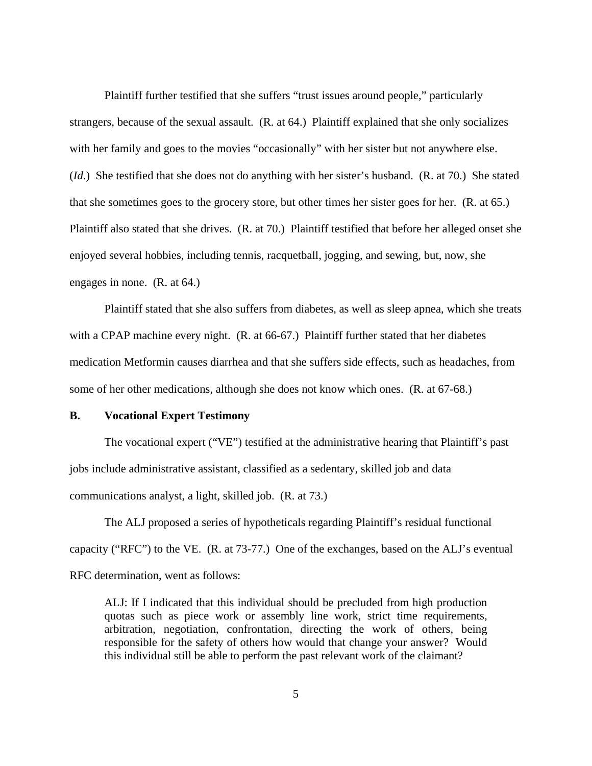Plaintiff further testified that she suffers "trust issues around people," particularly strangers, because of the sexual assault. (R. at 64.) Plaintiff explained that she only socializes with her family and goes to the movies "occasionally" with her sister but not anywhere else. (*Id*.) She testified that she does not do anything with her sister's husband. (R. at 70.) She stated that she sometimes goes to the grocery store, but other times her sister goes for her. (R. at 65.) Plaintiff also stated that she drives. (R. at 70.) Plaintiff testified that before her alleged onset she enjoyed several hobbies, including tennis, racquetball, jogging, and sewing, but, now, she engages in none. (R. at 64.)

Plaintiff stated that she also suffers from diabetes, as well as sleep apnea, which she treats with a CPAP machine every night. (R. at 66-67.) Plaintiff further stated that her diabetes medication Metformin causes diarrhea and that she suffers side effects, such as headaches, from some of her other medications, although she does not know which ones. (R. at 67-68.)

### B. Vocational Expert Testimony

The vocational expert ("VE") testified at the administrative hearing that Plaintiff's past jobs include administrative assistant, classified as a sedentary, skilled job and data communications analyst, a light, skilled job. (R. at 73.)

The ALJ proposed a series of hypotheticals regarding Plaintiff's residual functional capacity ("RFC") to the VE. (R. at 73-77.) One of the exchanges, based on the ALJ's eventual RFC determination, went as follows:

> ALJ: If I indicated that this individual should be precluded from high production quotas such as piece work or assembly line work, strict time requirements, arbitration, negotiation, confrontation, directing the work of others, being responsible for the safety of others how would that change your answer? Would this individual still be able to perform the past relevant work of the claimant?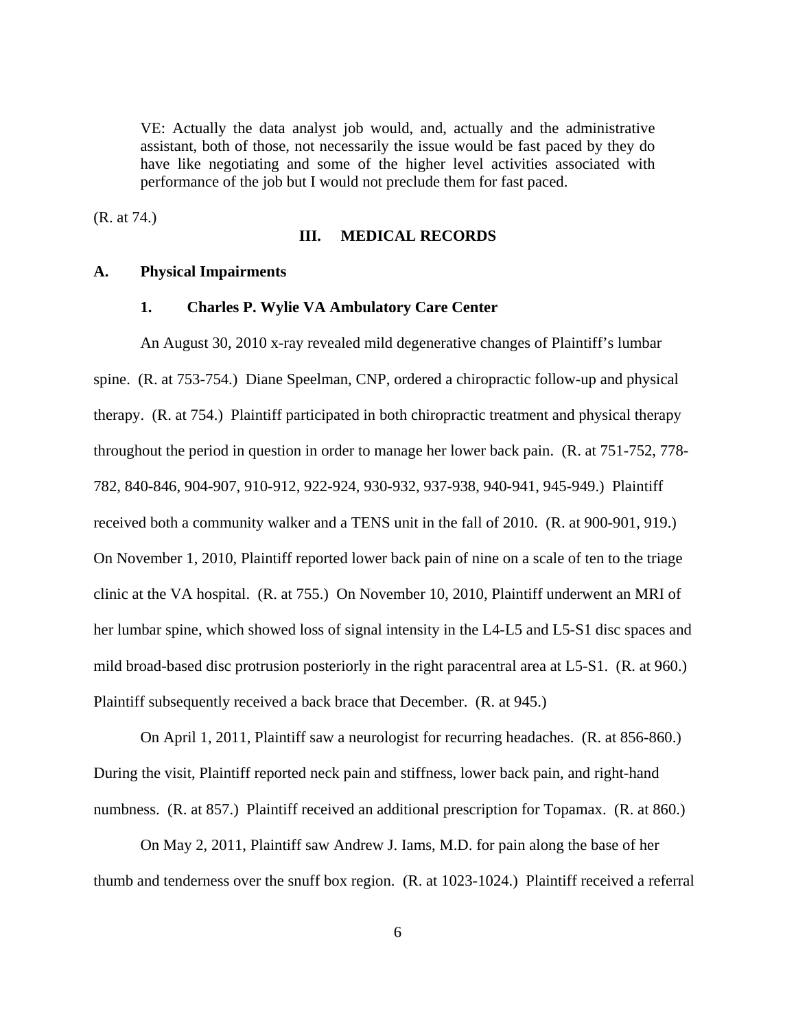> VE: Actually the data analyst job would, and, actually and the administrative assistant, both of those, not necessarily the issue would be fast paced by they do have like negotiating and some of the higher level activities associated with performance of the job but I would not preclude them for fast paced.

(R. at 74.)

## III. MEDICAL RECORDS

### A. Physical Impairments

#### 1. Charles P. Wylie VA Ambulatory Care Center

An August 30, 2010 x-ray revealed mild degenerative changes of Plaintiff's lumbar spine. (R. at 753-754.) Diane Speelman, CNP, ordered a chiropractic follow-up and physical therapy. (R. at 754.) Plaintiff participated in both chiropractic treatment and physical therapy throughout the period in question in order to manage her lower back pain. (R. at 751-752, 778-782, 840-846, 904-907, 910-912, 922-924, 930-932, 937-938, 940-941, 945-949.) Plaintiff received both a community walker and a TENS unit in the fall of 2010. (R. at 900-901, 919.) On November 1, 2010, Plaintiff reported lower back pain of nine on a scale of ten to the triage clinic at the VA hospital. (R. at 755.) On November 10, 2010, Plaintiff underwent an MRI of her lumbar spine, which showed loss of signal intensity in the L4-L5 and L5-S1 disc spaces and mild broad-based disc protrusion posteriorly in the right paracentral area at L5-S1. (R. at 960.) Plaintiff subsequently received a back brace that December. (R. at 945.)

On April 1, 2011, Plaintiff saw a neurologist for recurring headaches. (R. at 856-860.) During the visit, Plaintiff reported neck pain and stiffness, lower back pain, and right-hand numbness. (R. at 857.) Plaintiff received an additional prescription for Topamax. (R. at 860.)

On May 2, 2011, Plaintiff saw Andrew J. Iams, M.D. for pain along the base of her thumb and tenderness over the snuff box region. (R. at 1023-1024.) Plaintiff received a referral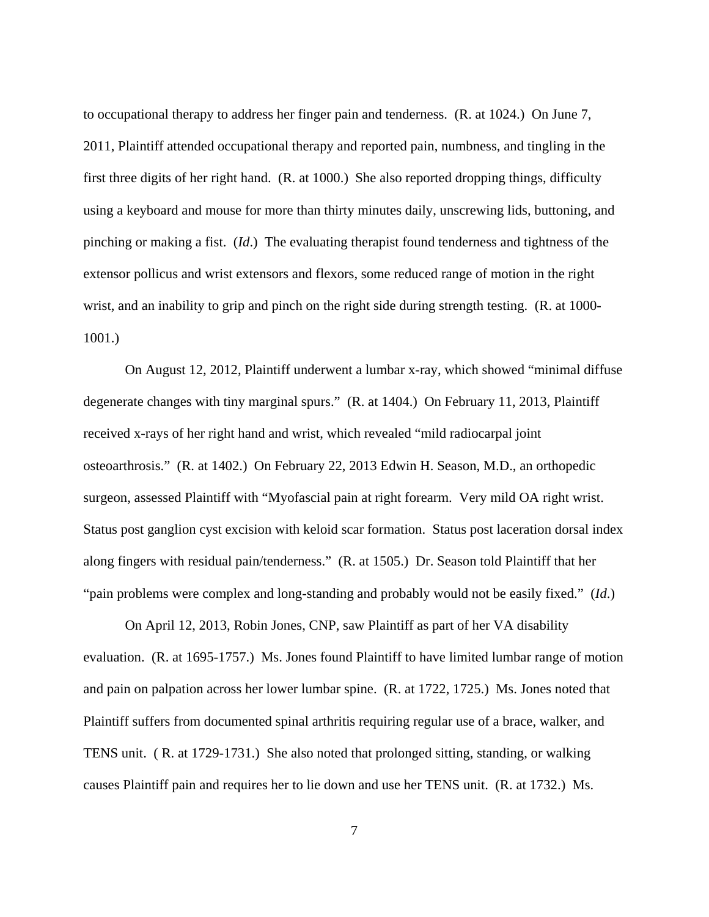to occupational therapy to address her finger pain and tenderness. (R. at 1024.) On June 7, 2011, Plaintiff attended occupational therapy and reported pain, numbness, and tingling in the first three digits of her right hand. (R. at 1000.) She also reported dropping things, difficulty using a keyboard and mouse for more than thirty minutes daily, unscrewing lids, buttoning, and pinching or making a fist. (*Id*.) The evaluating therapist found tenderness and tightness of the extensor pollicus and wrist extensors and flexors, some reduced range of motion in the right wrist, and an inability to grip and pinch on the right side during strength testing. (R. at 1000-1001.)

On August 12, 2012, Plaintiff underwent a lumbar x-ray, which showed "minimal diffuse degenerate changes with tiny marginal spurs." (R. at 1404.) On February 11, 2013, Plaintiff received x-rays of her right hand and wrist, which revealed "mild radiocarpal joint osteoarthrosis." (R. at 1402.) On February 22, 2013 Edwin H. Season, M.D., an orthopedic surgeon, assessed Plaintiff with "Myofascial pain at right forearm. Very mild OA right wrist. Status post ganglion cyst excision with keloid scar formation. Status post laceration dorsal index along fingers with residual pain/tenderness." (R. at 1505.) Dr. Season told Plaintiff that her "pain problems were complex and long-standing and probably would not be easily fixed." (*Id*.)

On April 12, 2013, Robin Jones, CNP, saw Plaintiff as part of her VA disability evaluation. (R. at 1695-1757.) Ms. Jones found Plaintiff to have limited lumbar range of motion and pain on palpation across her lower lumbar spine. (R. at 1722, 1725.) Ms. Jones noted that Plaintiff suffers from documented spinal arthritis requiring regular use of a brace, walker, and TENS unit. ( R. at 1729-1731.) She also noted that prolonged sitting, standing, or walking causes Plaintiff pain and requires her to lie down and use her TENS unit. (R. at 1732.) Ms.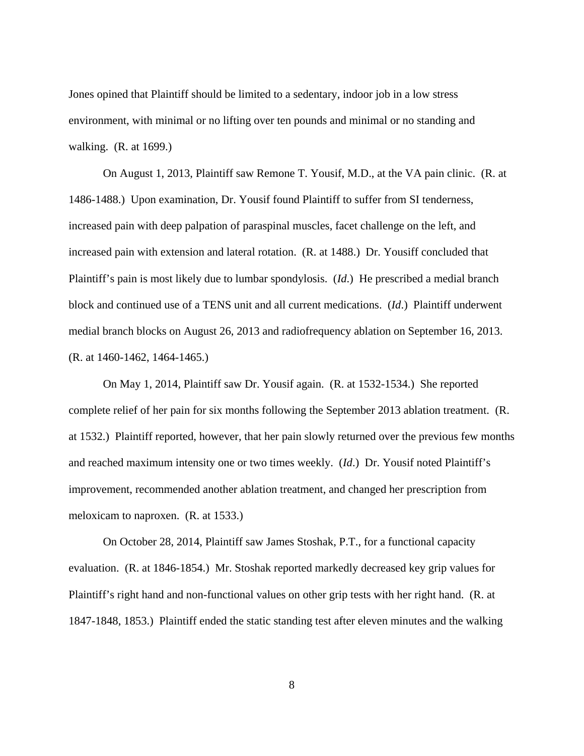Jones opined that Plaintiff should be limited to a sedentary, indoor job in a low stress environment, with minimal or no lifting over ten pounds and minimal or no standing and walking. (R. at 1699.)

On August 1, 2013, Plaintiff saw Remone T. Yousif, M.D., at the VA pain clinic. (R. at 1486-1488.) Upon examination, Dr. Yousif found Plaintiff to suffer from SI tenderness, increased pain with deep palpation of paraspinal muscles, facet challenge on the left, and increased pain with extension and lateral rotation. (R. at 1488.) Dr. Yousiff concluded that Plaintiff's pain is most likely due to lumbar spondylosis. (*Id*.) He prescribed a medial branch block and continued use of a TENS unit and all current medications. (*Id*.) Plaintiff underwent medial branch blocks on August 26, 2013 and radiofrequency ablation on September 16, 2013. (R. at 1460-1462, 1464-1465.)

On May 1, 2014, Plaintiff saw Dr. Yousif again. (R. at 1532-1534.) She reported complete relief of her pain for six months following the September 2013 ablation treatment. (R. at 1532.) Plaintiff reported, however, that her pain slowly returned over the previous few months and reached maximum intensity one or two times weekly. (*Id*.) Dr. Yousif noted Plaintiff's improvement, recommended another ablation treatment, and changed her prescription from meloxicam to naproxen. (R. at 1533.)

On October 28, 2014, Plaintiff saw James Stoshak, P.T., for a functional capacity evaluation. (R. at 1846-1854.) Mr. Stoshak reported markedly decreased key grip values for Plaintiff's right hand and non-functional values on other grip tests with her right hand. (R. at 1847-1848, 1853.) Plaintiff ended the static standing test after eleven minutes and the walking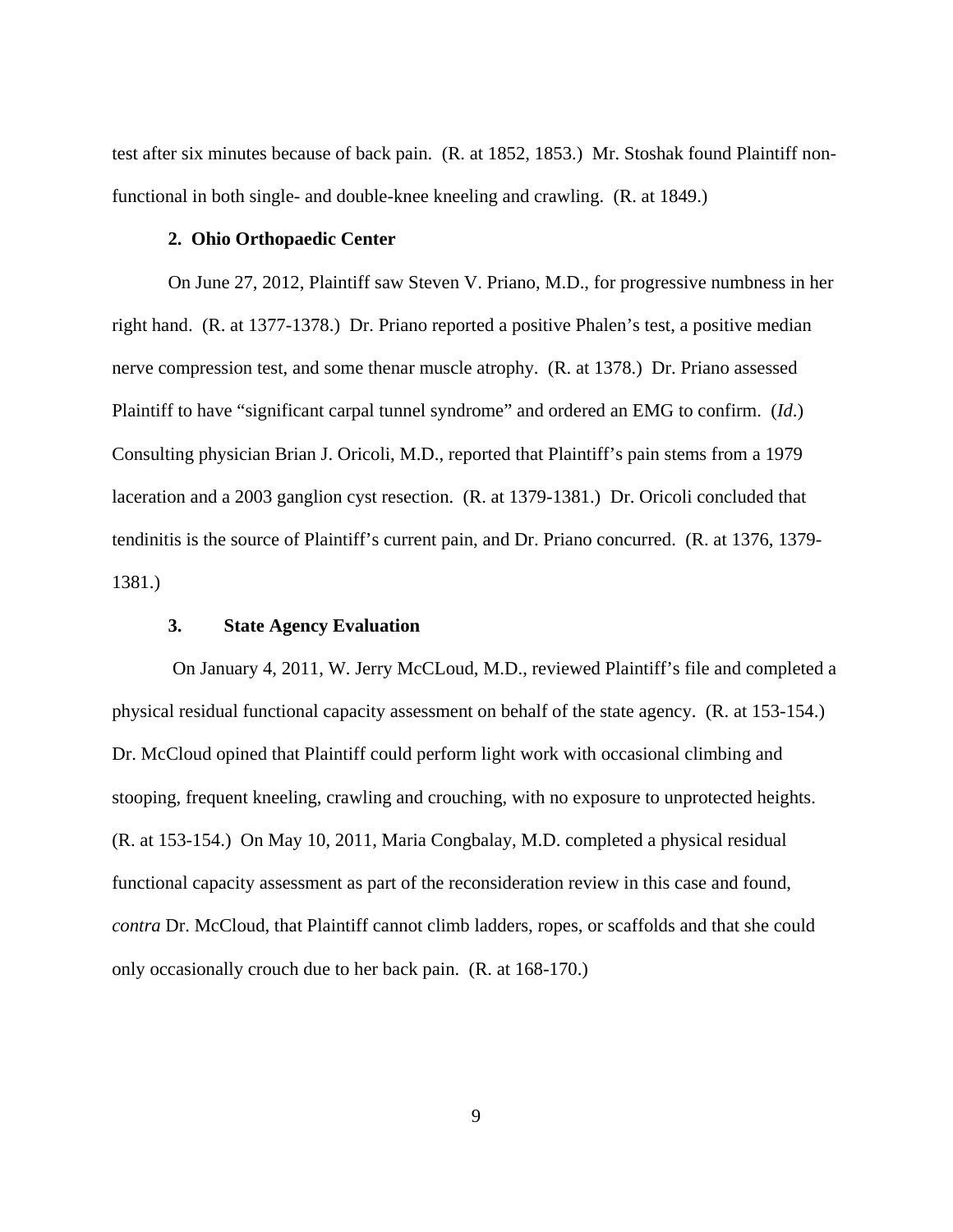test after six minutes because of back pain. (R. at 1852, 1853.) Mr. Stoshak found Plaintiff non-functional in both single- and double-knee kneeling and crawling. (R. at 1849.)

**2. Ohio Orthopaedic Center**

On June 27, 2012, Plaintiff saw Steven V. Priano, M.D., for progressive numbness in her right hand. (R. at 1377-1378.) Dr. Priano reported a positive Phalen's test, a positive median nerve compression test, and some thenar muscle atrophy. (R. at 1378.) Dr. Priano assessed Plaintiff to have "significant carpal tunnel syndrome" and ordered an EMG to confirm. (*Id*.) Consulting physician Brian J. Oricoli, M.D., reported that Plaintiff's pain stems from a 1979 laceration and a 2003 ganglion cyst resection. (R. at 1379-1381.) Dr. Oricoli concluded that tendinitis is the source of Plaintiff's current pain, and Dr. Priano concurred. (R. at 1376, 1379-1381.)

**3. State Agency Evaluation**

On January 4, 2011, W. Jerry McCLoud, M.D., reviewed Plaintiff's file and completed a physical residual functional capacity assessment on behalf of the state agency. (R. at 153-154.) Dr. McCloud opined that Plaintiff could perform light work with occasional climbing and stooping, frequent kneeling, crawling and crouching, with no exposure to unprotected heights. (R. at 153-154.) On May 10, 2011, Maria Congbalay, M.D. completed a physical residual functional capacity assessment as part of the reconsideration review in this case and found, *contra* Dr. McCloud, that Plaintiff cannot climb ladders, ropes, or scaffolds and that she could only occasionally crouch due to her back pain. (R. at 168-170.)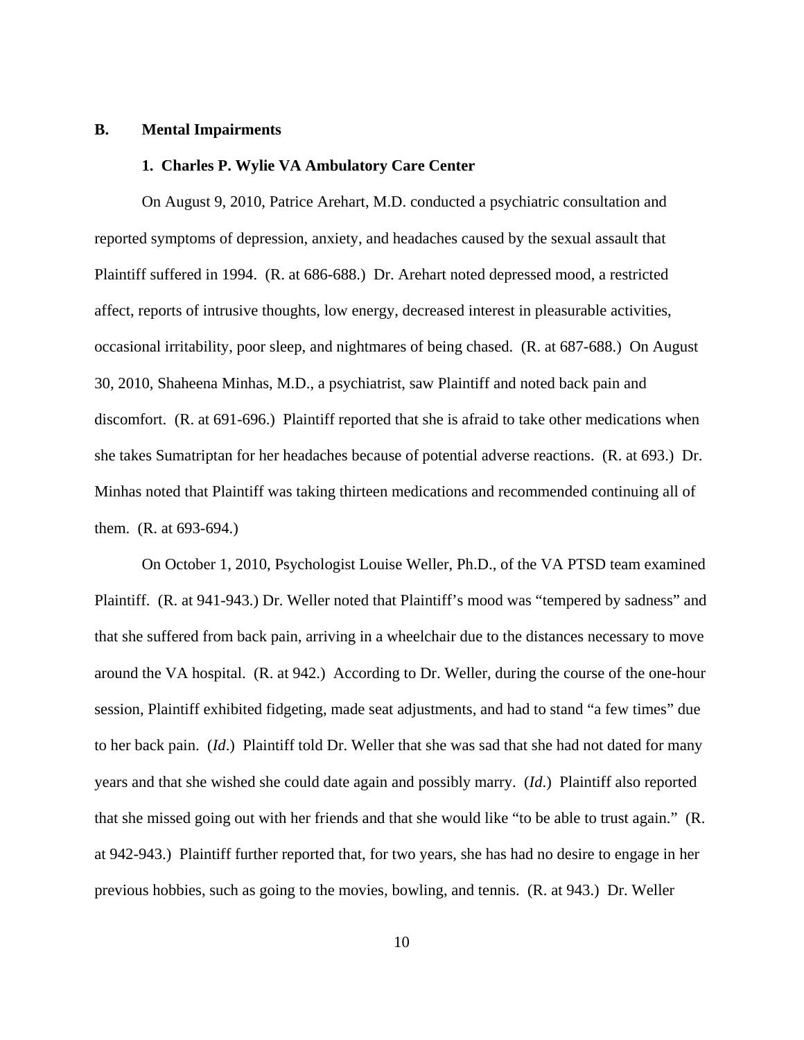### B. Mental Impairments

#### 1. Charles P. Wylie VA Ambulatory Care Center

On August 9, 2010, Patrice Arehart, M.D. conducted a psychiatric consultation and reported symptoms of depression, anxiety, and headaches caused by the sexual assault that Plaintiff suffered in 1994. (R. at 686-688.) Dr. Arehart noted depressed mood, a restricted affect, reports of intrusive thoughts, low energy, decreased interest in pleasurable activities, occasional irritability, poor sleep, and nightmares of being chased. (R. at 687-688.) On August 30, 2010, Shaheena Minhas, M.D., a psychiatrist, saw Plaintiff and noted back pain and discomfort. (R. at 691-696.) Plaintiff reported that she is afraid to take other medications when she takes Sumatriptan for her headaches because of potential adverse reactions. (R. at 693.) Dr. Minhas noted that Plaintiff was taking thirteen medications and recommended continuing all of them. (R. at 693-694.)

On October 1, 2010, Psychologist Louise Weller, Ph.D., of the VA PTSD team examined Plaintiff. (R. at 941-943.) Dr. Weller noted that Plaintiff's mood was "tempered by sadness" and that she suffered from back pain, arriving in a wheelchair due to the distances necessary to move around the VA hospital. (R. at 942.) According to Dr. Weller, during the course of the one-hour session, Plaintiff exhibited fidgeting, made seat adjustments, and had to stand "a few times" due to her back pain. (*Id*.) Plaintiff told Dr. Weller that she was sad that she had not dated for many years and that she wished she could date again and possibly marry. (*Id*.) Plaintiff also reported that she missed going out with her friends and that she would like "to be able to trust again." (R. at 942-943.) Plaintiff further reported that, for two years, she has had no desire to engage in her previous hobbies, such as going to the movies, bowling, and tennis. (R. at 943.) Dr. Weller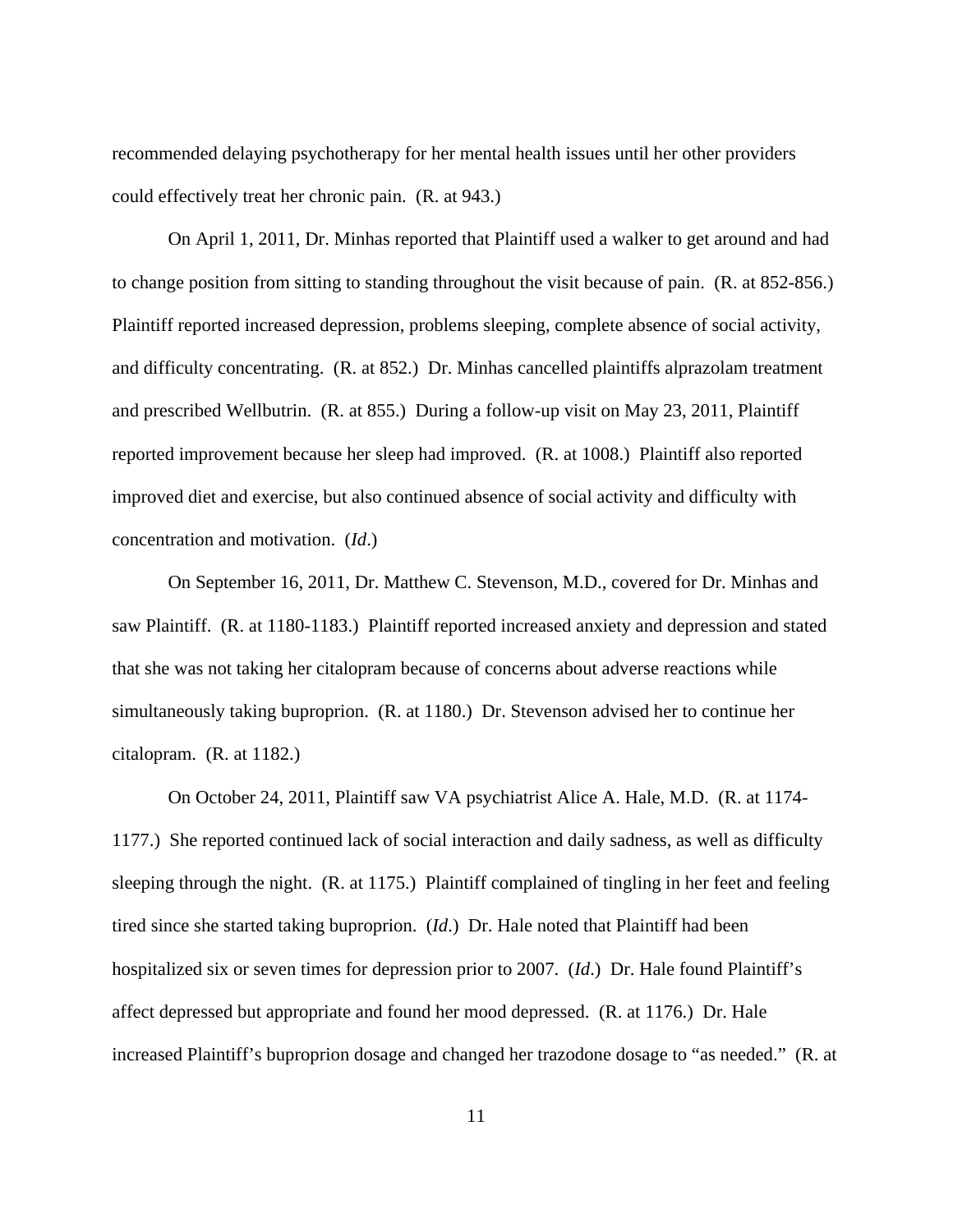recommended delaying psychotherapy for her mental health issues until her other providers could effectively treat her chronic pain. (R. at 943.)

On April 1, 2011, Dr. Minhas reported that Plaintiff used a walker to get around and had to change position from sitting to standing throughout the visit because of pain. (R. at 852-856.) Plaintiff reported increased depression, problems sleeping, complete absence of social activity, and difficulty concentrating. (R. at 852.) Dr. Minhas cancelled plaintiffs alprazolam treatment and prescribed Wellbutrin. (R. at 855.) During a follow-up visit on May 23, 2011, Plaintiff reported improvement because her sleep had improved. (R. at 1008.) Plaintiff also reported improved diet and exercise, but also continued absence of social activity and difficulty with concentration and motivation. (*Id*.)

On September 16, 2011, Dr. Matthew C. Stevenson, M.D., covered for Dr. Minhas and saw Plaintiff. (R. at 1180-1183.) Plaintiff reported increased anxiety and depression and stated that she was not taking her citalopram because of concerns about adverse reactions while simultaneously taking buproprion. (R. at 1180.) Dr. Stevenson advised her to continue her citalopram. (R. at 1182.)

On October 24, 2011, Plaintiff saw VA psychiatrist Alice A. Hale, M.D. (R. at 1174-1177.) She reported continued lack of social interaction and daily sadness, as well as difficulty sleeping through the night. (R. at 1175.) Plaintiff complained of tingling in her feet and feeling tired since she started taking buproprion. (*Id*.) Dr. Hale noted that Plaintiff had been hospitalized six or seven times for depression prior to 2007. (*Id*.) Dr. Hale found Plaintiff's affect depressed but appropriate and found her mood depressed. (R. at 1176.) Dr. Hale increased Plaintiff's buproprion dosage and changed her trazodone dosage to "as needed." (R. at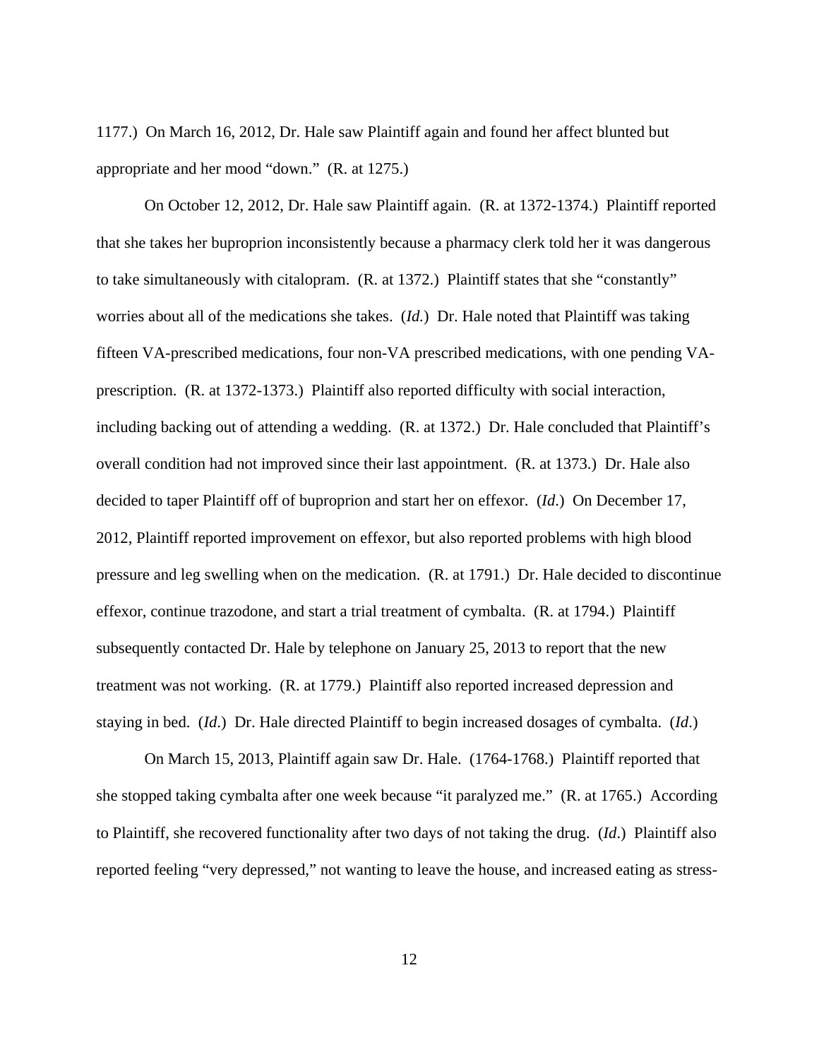1177.) On March 16, 2012, Dr. Hale saw Plaintiff again and found her affect blunted but appropriate and her mood "down." (R. at 1275.)

On October 12, 2012, Dr. Hale saw Plaintiff again. (R. at 1372-1374.) Plaintiff reported that she takes her buproprion inconsistently because a pharmacy clerk told her it was dangerous to take simultaneously with citalopram. (R. at 1372.) Plaintiff states that she "constantly" worries about all of the medications she takes. (*Id.*) Dr. Hale noted that Plaintiff was taking fifteen VA-prescribed medications, four non-VA prescribed medications, with one pending VA-prescription. (R. at 1372-1373.) Plaintiff also reported difficulty with social interaction, including backing out of attending a wedding. (R. at 1372.) Dr. Hale concluded that Plaintiff's overall condition had not improved since their last appointment. (R. at 1373.) Dr. Hale also decided to taper Plaintiff off of buproprion and start her on effexor. (*Id.*) On December 17, 2012, Plaintiff reported improvement on effexor, but also reported problems with high blood pressure and leg swelling when on the medication. (R. at 1791.) Dr. Hale decided to discontinue effexor, continue trazodone, and start a trial treatment of cymbalta. (R. at 1794.) Plaintiff subsequently contacted Dr. Hale by telephone on January 25, 2013 to report that the new treatment was not working. (R. at 1779.) Plaintiff also reported increased depression and staying in bed. (*Id*.) Dr. Hale directed Plaintiff to begin increased dosages of cymbalta. (*Id*.)

On March 15, 2013, Plaintiff again saw Dr. Hale. (1764-1768.) Plaintiff reported that she stopped taking cymbalta after one week because "it paralyzed me." (R. at 1765.) According to Plaintiff, she recovered functionality after two days of not taking the drug. (*Id*.) Plaintiff also reported feeling "very depressed," not wanting to leave the house, and increased eating as stress-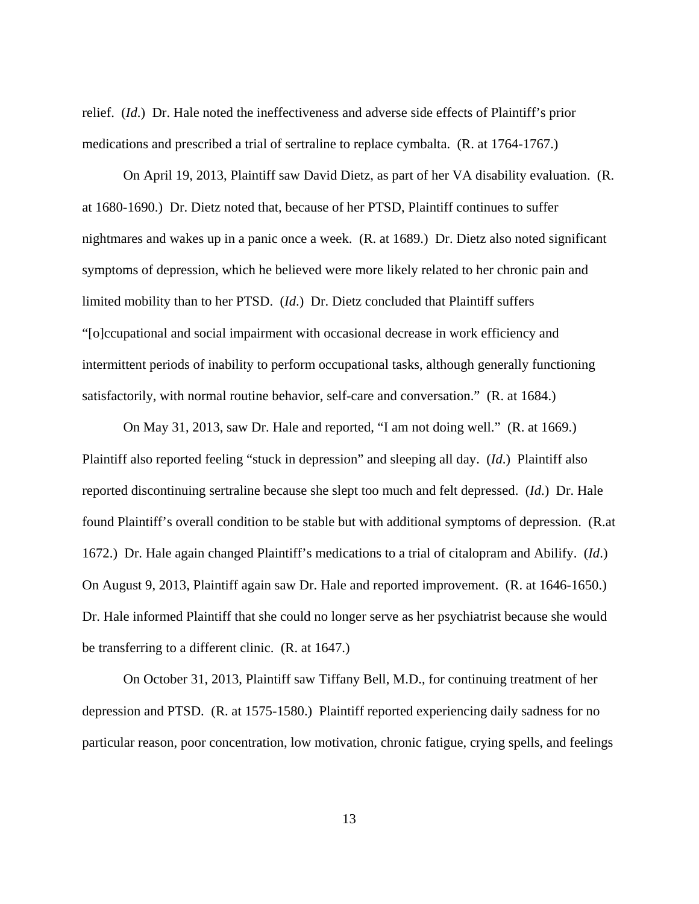relief. (*Id*.) Dr. Hale noted the ineffectiveness and adverse side effects of Plaintiff's prior medications and prescribed a trial of sertraline to replace cymbalta. (R. at 1764-1767.)

On April 19, 2013, Plaintiff saw David Dietz, as part of her VA disability evaluation. (R. at 1680-1690.) Dr. Dietz noted that, because of her PTSD, Plaintiff continues to suffer nightmares and wakes up in a panic once a week. (R. at 1689.) Dr. Dietz also noted significant symptoms of depression, which he believed were more likely related to her chronic pain and limited mobility than to her PTSD. (*Id*.) Dr. Dietz concluded that Plaintiff suffers "[o]ccupational and social impairment with occasional decrease in work efficiency and intermittent periods of inability to perform occupational tasks, although generally functioning satisfactorily, with normal routine behavior, self-care and conversation." (R. at 1684.)

On May 31, 2013, saw Dr. Hale and reported, "I am not doing well." (R. at 1669.) Plaintiff also reported feeling "stuck in depression" and sleeping all day. (*Id*.) Plaintiff also reported discontinuing sertraline because she slept too much and felt depressed. (*Id*.) Dr. Hale found Plaintiff's overall condition to be stable but with additional symptoms of depression. (R.at 1672.) Dr. Hale again changed Plaintiff's medications to a trial of citalopram and Abilify. (*Id*.) On August 9, 2013, Plaintiff again saw Dr. Hale and reported improvement. (R. at 1646-1650.) Dr. Hale informed Plaintiff that she could no longer serve as her psychiatrist because she would be transferring to a different clinic. (R. at 1647.)

On October 31, 2013, Plaintiff saw Tiffany Bell, M.D., for continuing treatment of her depression and PTSD. (R. at 1575-1580.) Plaintiff reported experiencing daily sadness for no particular reason, poor concentration, low motivation, chronic fatigue, crying spells, and feelings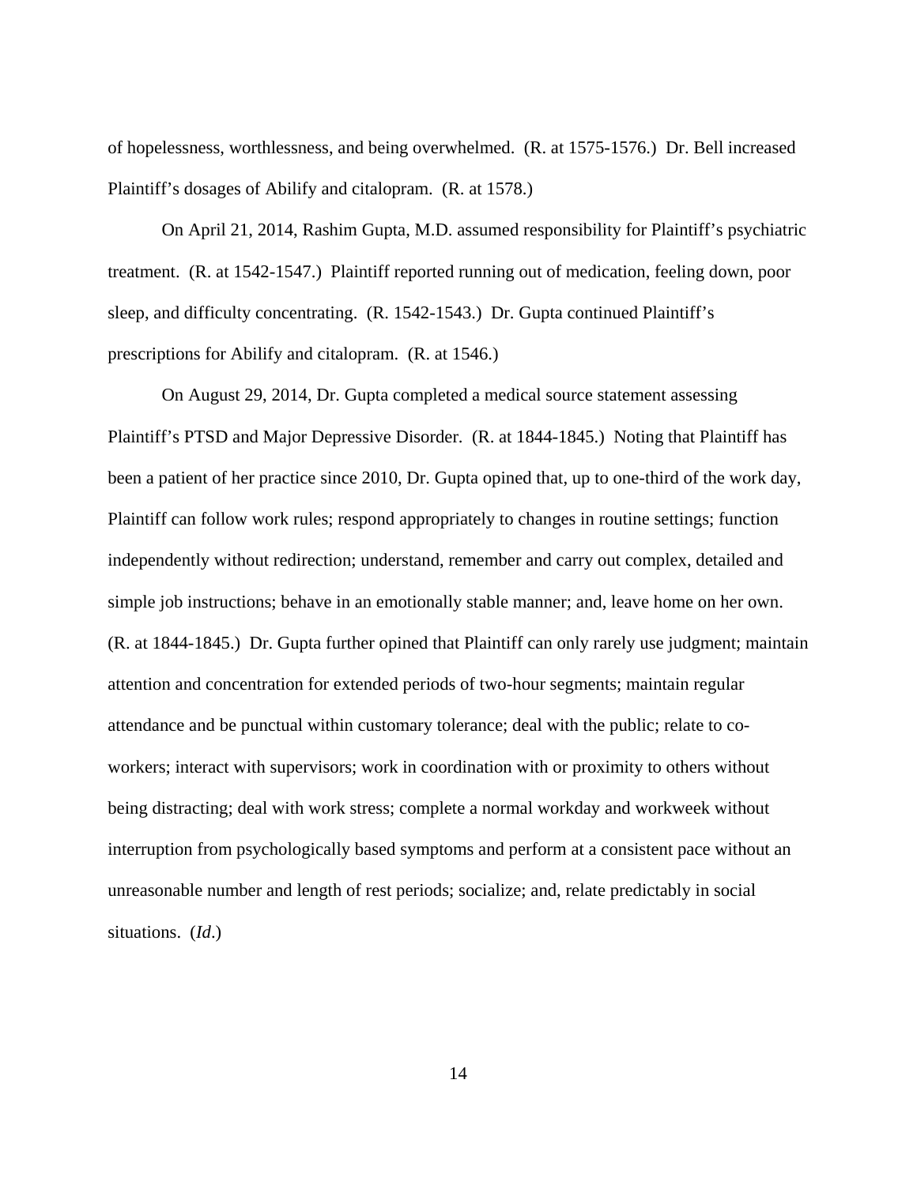of hopelessness, worthlessness, and being overwhelmed. (R. at 1575-1576.) Dr. Bell increased Plaintiff's dosages of Abilify and citalopram. (R. at 1578.)

On April 21, 2014, Rashim Gupta, M.D. assumed responsibility for Plaintiff's psychiatric treatment. (R. at 1542-1547.) Plaintiff reported running out of medication, feeling down, poor sleep, and difficulty concentrating. (R. 1542-1543.) Dr. Gupta continued Plaintiff's prescriptions for Abilify and citalopram. (R. at 1546.)

On August 29, 2014, Dr. Gupta completed a medical source statement assessing Plaintiff's PTSD and Major Depressive Disorder. (R. at 1844-1845.) Noting that Plaintiff has been a patient of her practice since 2010, Dr. Gupta opined that, up to one-third of the work day, Plaintiff can follow work rules; respond appropriately to changes in routine settings; function independently without redirection; understand, remember and carry out complex, detailed and simple job instructions; behave in an emotionally stable manner; and, leave home on her own. (R. at 1844-1845.) Dr. Gupta further opined that Plaintiff can only rarely use judgment; maintain attention and concentration for extended periods of two-hour segments; maintain regular attendance and be punctual within customary tolerance; deal with the public; relate to co-workers; interact with supervisors; work in coordination with or proximity to others without being distracting; deal with work stress; complete a normal workday and workweek without interruption from psychologically based symptoms and perform at a consistent pace without an unreasonable number and length of rest periods; socialize; and, relate predictably in social situations. (*Id*.)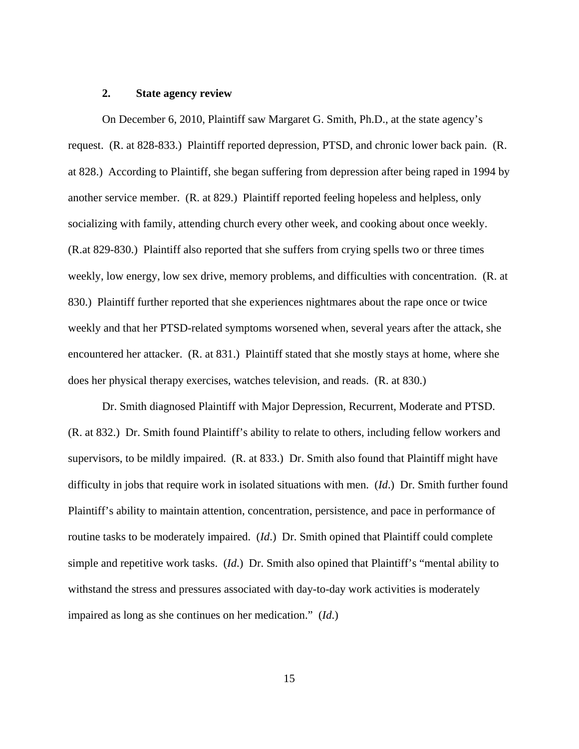### 2. State agency review

On December 6, 2010, Plaintiff saw Margaret G. Smith, Ph.D., at the state agency's request. (R. at 828-833.) Plaintiff reported depression, PTSD, and chronic lower back pain. (R. at 828.) According to Plaintiff, she began suffering from depression after being raped in 1994 by another service member. (R. at 829.) Plaintiff reported feeling hopeless and helpless, only socializing with family, attending church every other week, and cooking about once weekly. (R.at 829-830.) Plaintiff also reported that she suffers from crying spells two or three times weekly, low energy, low sex drive, memory problems, and difficulties with concentration. (R. at 830.) Plaintiff further reported that she experiences nightmares about the rape once or twice weekly and that her PTSD-related symptoms worsened when, several years after the attack, she encountered her attacker. (R. at 831.) Plaintiff stated that she mostly stays at home, where she does her physical therapy exercises, watches television, and reads. (R. at 830.)

Dr. Smith diagnosed Plaintiff with Major Depression, Recurrent, Moderate and PTSD. (R. at 832.) Dr. Smith found Plaintiff's ability to relate to others, including fellow workers and supervisors, to be mildly impaired. (R. at 833.) Dr. Smith also found that Plaintiff might have difficulty in jobs that require work in isolated situations with men. (*Id*.) Dr. Smith further found Plaintiff's ability to maintain attention, concentration, persistence, and pace in performance of routine tasks to be moderately impaired. (*Id*.) Dr. Smith opined that Plaintiff could complete simple and repetitive work tasks. (*Id*.) Dr. Smith also opined that Plaintiff's "mental ability to withstand the stress and pressures associated with day-to-day work activities is moderately impaired as long as she continues on her medication." (*Id*.)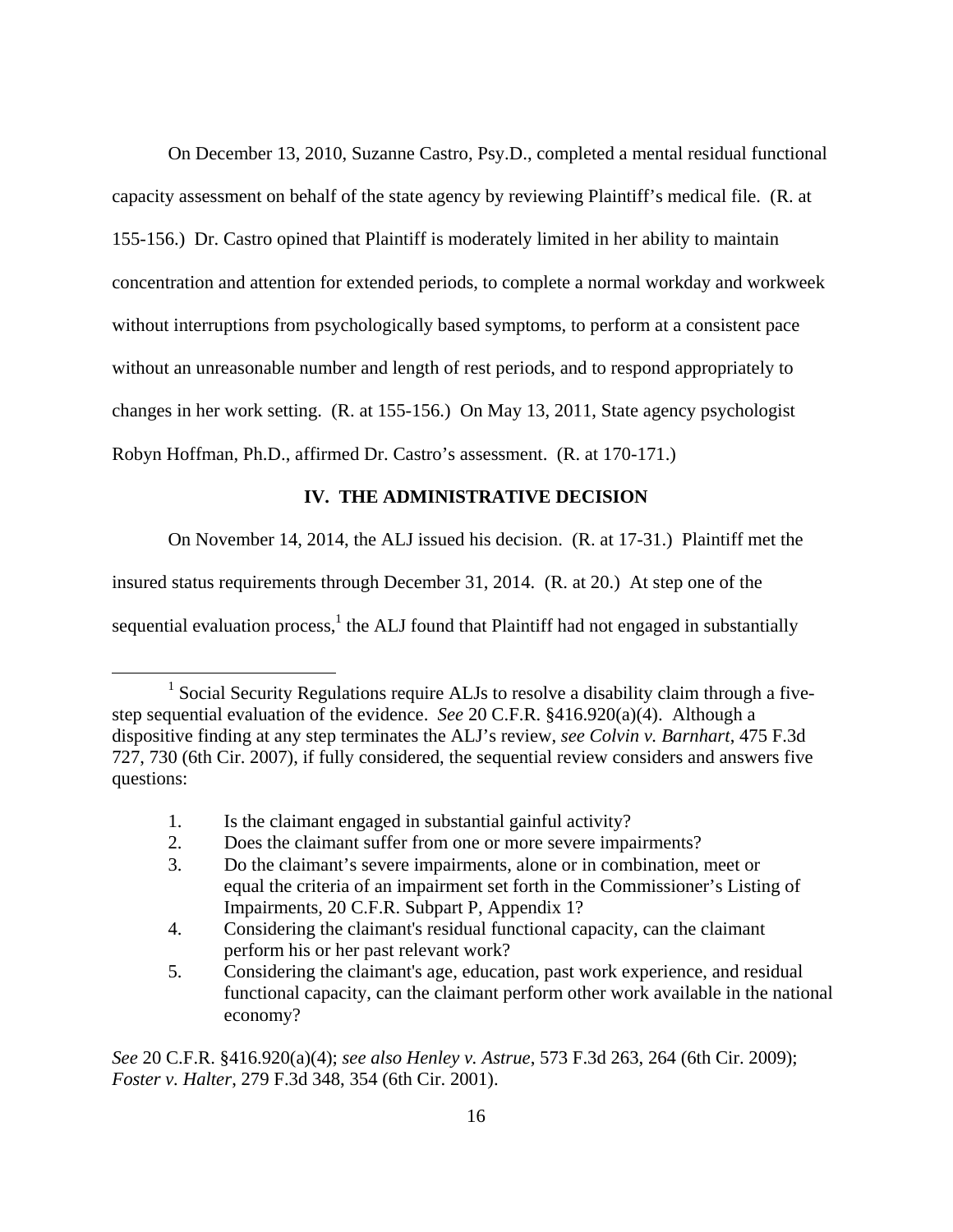On December 13, 2010, Suzanne Castro, Psy.D., completed a mental residual functional capacity assessment on behalf of the state agency by reviewing Plaintiff's medical file. (R. at 155-156.) Dr. Castro opined that Plaintiff is moderately limited in her ability to maintain concentration and attention for extended periods, to complete a normal workday and workweek without interruptions from psychologically based symptoms, to perform at a consistent pace without an unreasonable number and length of rest periods, and to respond appropriately to changes in her work setting. (R. at 155-156.) On May 13, 2011, State agency psychologist Robyn Hoffman, Ph.D., affirmed Dr. Castro's assessment. (R. at 170-171.)

## IV. THE ADMINISTRATIVE DECISION

On November 14, 2014, the ALJ issued his decision. (R. at 17-31.) Plaintiff met the insured status requirements through December 31, 2014. (R. at 20.) At step one of the sequential evaluation process,[1] the ALJ found that Plaintiff had not engaged in substantially

---

[1] Social Security Regulations require ALJs to resolve a disability claim through a five-step sequential evaluation of the evidence. *See* 20 C.F.R. §416.920(a)(4). Although a dispositive finding at any step terminates the ALJ's review, *see Colvin v. Barnhart*, 475 F.3d 727, 730 (6th Cir. 2007), if fully considered, the sequential review considers and answers five questions:

1. Is the claimant engaged in substantial gainful activity?
2. Does the claimant suffer from one or more severe impairments?
3. Do the claimant's severe impairments, alone or in combination, meet or equal the criteria of an impairment set forth in the Commissioner's Listing of Impairments, 20 C.F.R. Subpart P, Appendix 1?
4. Considering the claimant's residual functional capacity, can the claimant perform his or her past relevant work?
5. Considering the claimant's age, education, past work experience, and residual functional capacity, can the claimant perform other work available in the national economy?

*See* 20 C.F.R. §416.920(a)(4); *see also Henley v. Astrue*, 573 F.3d 263, 264 (6th Cir. 2009); *Foster v. Halter*, 279 F.3d 348, 354 (6th Cir. 2001).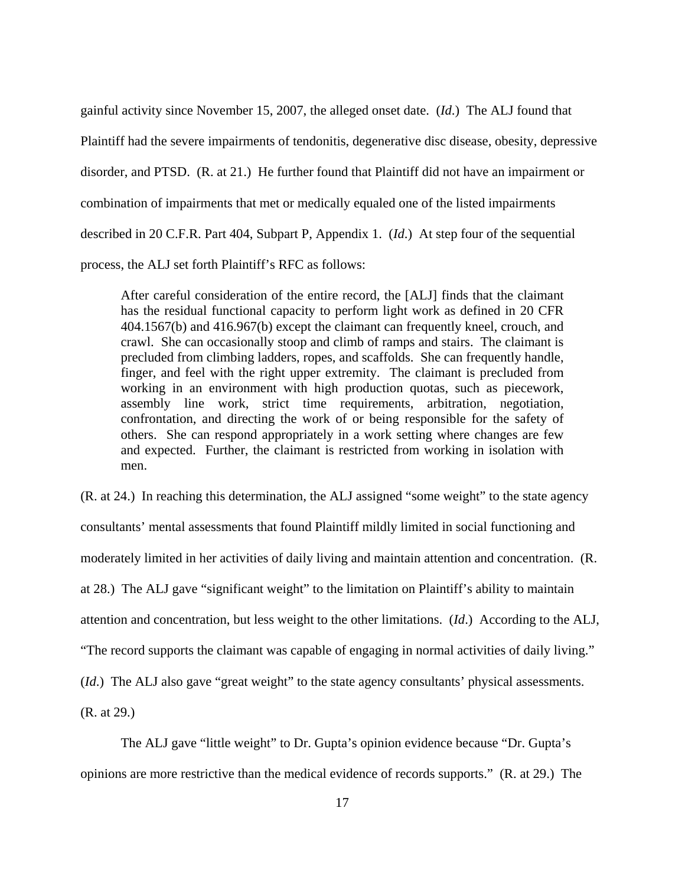gainful activity since November 15, 2007, the alleged onset date. (*Id.*) The ALJ found that Plaintiff had the severe impairments of tendonitis, degenerative disc disease, obesity, depressive disorder, and PTSD. (R. at 21.) He further found that Plaintiff did not have an impairment or combination of impairments that met or medically equaled one of the listed impairments described in 20 C.F.R. Part 404, Subpart P, Appendix 1. (*Id.*) At step four of the sequential process, the ALJ set forth Plaintiff's RFC as follows:

> After careful consideration of the entire record, the [ALJ] finds that the claimant has the residual functional capacity to perform light work as defined in 20 CFR 404.1567(b) and 416.967(b) except the claimant can frequently kneel, crouch, and crawl. She can occasionally stoop and climb of ramps and stairs. The claimant is precluded from climbing ladders, ropes, and scaffolds. She can frequently handle, finger, and feel with the right upper extremity. The claimant is precluded from working in an environment with high production quotas, such as piecework, assembly line work, strict time requirements, arbitration, negotiation, confrontation, and directing the work of or being responsible for the safety of others. She can respond appropriately in a work setting where changes are few and expected. Further, the claimant is restricted from working in isolation with men.

(R. at 24.) In reaching this determination, the ALJ assigned "some weight" to the state agency consultants' mental assessments that found Plaintiff mildly limited in social functioning and moderately limited in her activities of daily living and maintain attention and concentration. (R. at 28.) The ALJ gave "significant weight" to the limitation on Plaintiff's ability to maintain attention and concentration, but less weight to the other limitations. (*Id.*) According to the ALJ, "The record supports the claimant was capable of engaging in normal activities of daily living." (*Id.*) The ALJ also gave "great weight" to the state agency consultants' physical assessments. (R. at 29.)

The ALJ gave "little weight" to Dr. Gupta's opinion evidence because "Dr. Gupta's opinions are more restrictive than the medical evidence of records supports." (R. at 29.) The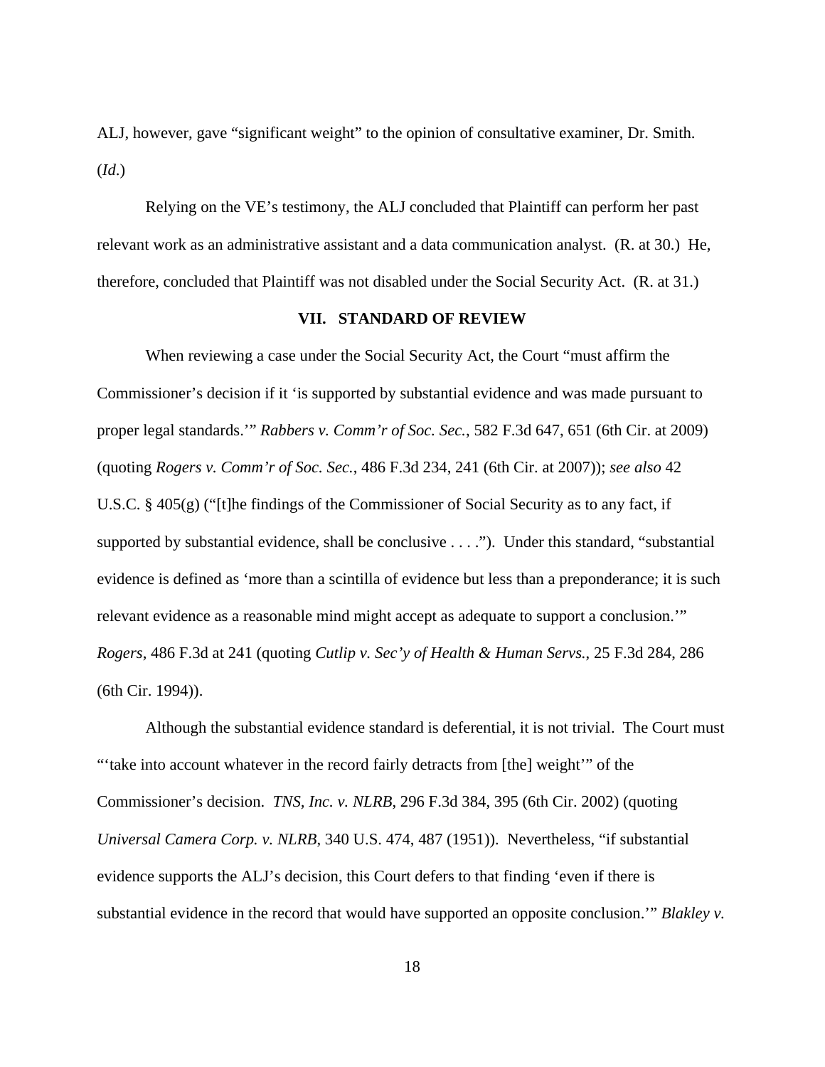ALJ, however, gave "significant weight" to the opinion of consultative examiner, Dr. Smith. (*Id*.)

Relying on the VE's testimony, the ALJ concluded that Plaintiff can perform her past relevant work as an administrative assistant and a data communication analyst. (R. at 30.) He, therefore, concluded that Plaintiff was not disabled under the Social Security Act. (R. at 31.)

## VII. STANDARD OF REVIEW

When reviewing a case under the Social Security Act, the Court "must affirm the Commissioner's decision if it 'is supported by substantial evidence and was made pursuant to proper legal standards.'" *Rabbers v. Comm'r of Soc. Sec.*, 582 F.3d 647, 651 (6th Cir. at 2009) (quoting *Rogers v. Comm'r of Soc. Sec.*, 486 F.3d 234, 241 (6th Cir. at 2007)); *see also* 42 U.S.C. § 405(g) ("[t]he findings of the Commissioner of Social Security as to any fact, if supported by substantial evidence, shall be conclusive . . . ."). Under this standard, "substantial evidence is defined as 'more than a scintilla of evidence but less than a preponderance; it is such relevant evidence as a reasonable mind might accept as adequate to support a conclusion.'" *Rogers*, 486 F.3d at 241 (quoting *Cutlip v. Sec'y of Health & Human Servs.*, 25 F.3d 284, 286 (6th Cir. 1994)).

Although the substantial evidence standard is deferential, it is not trivial. The Court must "'take into account whatever in the record fairly detracts from [the] weight'" of the Commissioner's decision. *TNS, Inc. v. NLRB*, 296 F.3d 384, 395 (6th Cir. 2002) (quoting *Universal Camera Corp. v. NLRB*, 340 U.S. 474, 487 (1951)). Nevertheless, "if substantial evidence supports the ALJ's decision, this Court defers to that finding 'even if there is substantial evidence in the record that would have supported an opposite conclusion.'" *Blakley v.*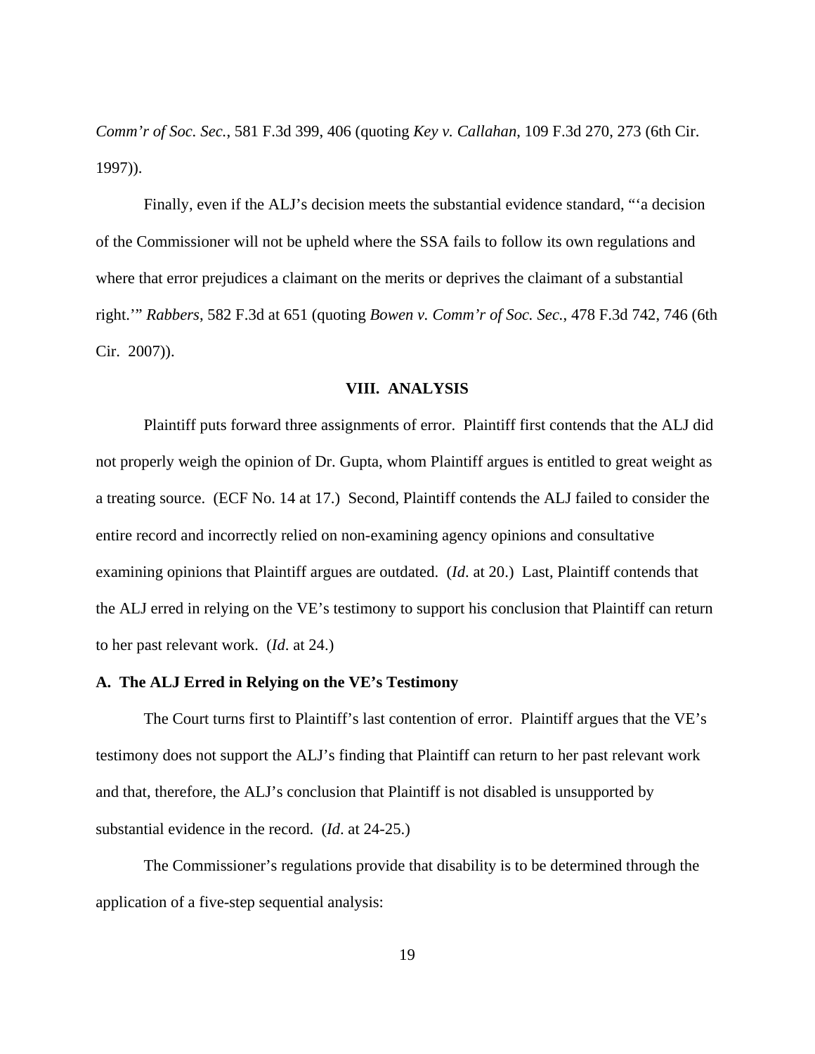*Comm'r of Soc. Sec.*, 581 F.3d 399, 406 (quoting *Key v. Callahan*, 109 F.3d 270, 273 (6th Cir. 1997)).

Finally, even if the ALJ's decision meets the substantial evidence standard, "'a decision of the Commissioner will not be upheld where the SSA fails to follow its own regulations and where that error prejudices a claimant on the merits or deprives the claimant of a substantial right.'" *Rabbers*, 582 F.3d at 651 (quoting *Bowen v. Comm'r of Soc. Sec.*, 478 F.3d 742, 746 (6th Cir. 2007)).

## VIII. ANALYSIS

Plaintiff puts forward three assignments of error. Plaintiff first contends that the ALJ did not properly weigh the opinion of Dr. Gupta, whom Plaintiff argues is entitled to great weight as a treating source. (ECF No. 14 at 17.) Second, Plaintiff contends the ALJ failed to consider the entire record and incorrectly relied on non-examining agency opinions and consultative examining opinions that Plaintiff argues are outdated. (*Id*. at 20.) Last, Plaintiff contends that the ALJ erred in relying on the VE's testimony to support his conclusion that Plaintiff can return to her past relevant work. (*Id*. at 24.)

### A. The ALJ Erred in Relying on the VE's Testimony

The Court turns first to Plaintiff's last contention of error. Plaintiff argues that the VE's testimony does not support the ALJ's finding that Plaintiff can return to her past relevant work and that, therefore, the ALJ's conclusion that Plaintiff is not disabled is unsupported by substantial evidence in the record. (*Id*. at 24-25.)

The Commissioner's regulations provide that disability is to be determined through the application of a five-step sequential analysis: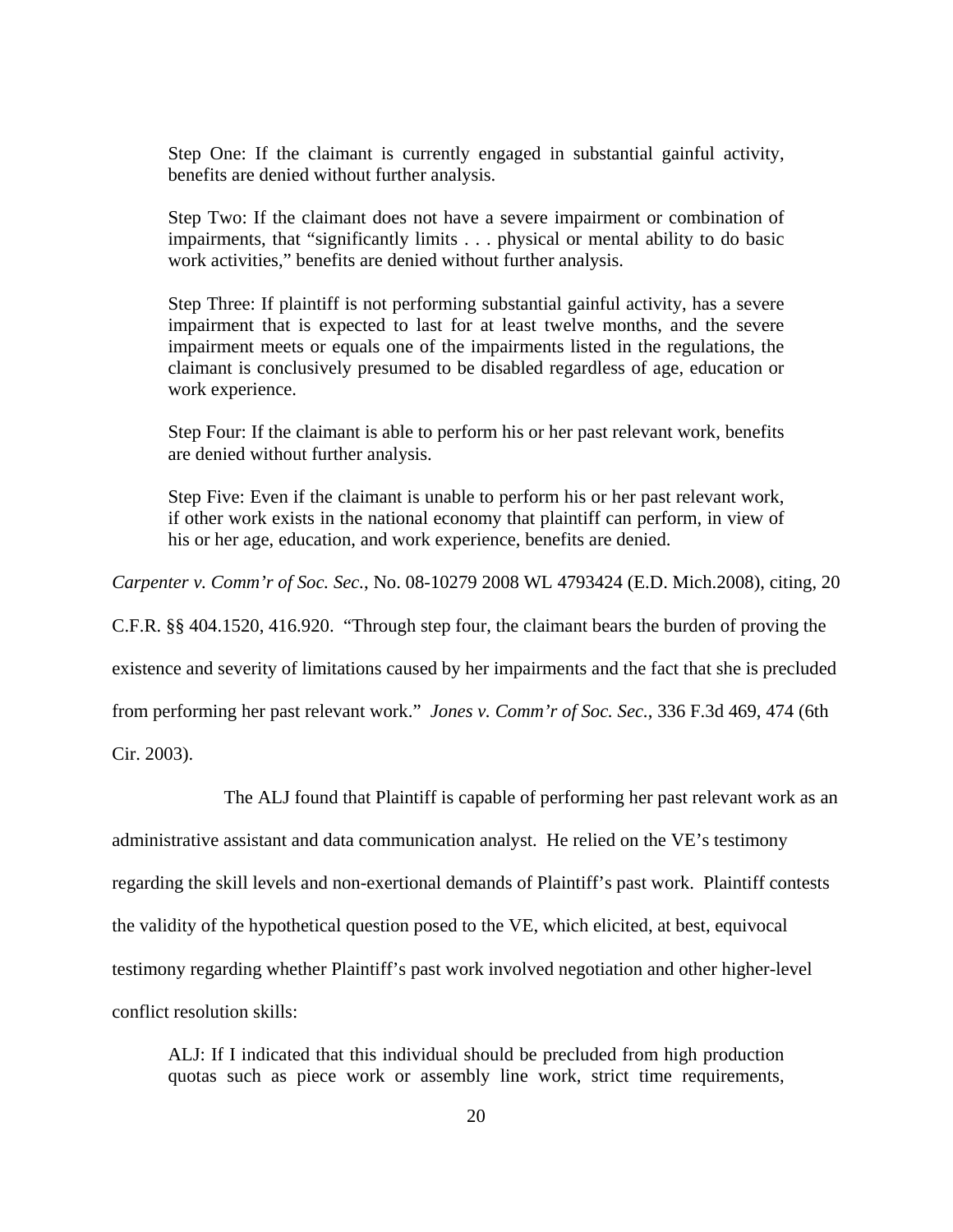> Step One: If the claimant is currently engaged in substantial gainful activity, benefits are denied without further analysis.
>
> Step Two: If the claimant does not have a severe impairment or combination of impairments, that "significantly limits . . . physical or mental ability to do basic work activities," benefits are denied without further analysis.
>
> Step Three: If plaintiff is not performing substantial gainful activity, has a severe impairment that is expected to last for at least twelve months, and the severe impairment meets or equals one of the impairments listed in the regulations, the claimant is conclusively presumed to be disabled regardless of age, education or work experience.
>
> Step Four: If the claimant is able to perform his or her past relevant work, benefits are denied without further analysis.
>
> Step Five: Even if the claimant is unable to perform his or her past relevant work, if other work exists in the national economy that plaintiff can perform, in view of his or her age, education, and work experience, benefits are denied.

*Carpenter v. Comm'r of Soc. Sec.*, No. 08-10279 2008 WL 4793424 (E.D. Mich.2008), citing, 20 C.F.R. §§ 404.1520, 416.920. "Through step four, the claimant bears the burden of proving the existence and severity of limitations caused by her impairments and the fact that she is precluded from performing her past relevant work." *Jones v. Comm'r of Soc. Sec.*, 336 F.3d 469, 474 (6th Cir. 2003).

The ALJ found that Plaintiff is capable of performing her past relevant work as an administrative assistant and data communication analyst. He relied on the VE's testimony regarding the skill levels and non-exertional demands of Plaintiff's past work. Plaintiff contests the validity of the hypothetical question posed to the VE, which elicited, at best, equivocal testimony regarding whether Plaintiff's past work involved negotiation and other higher-level conflict resolution skills:

> ALJ: If I indicated that this individual should be precluded from high production quotas such as piece work or assembly line work, strict time requirements,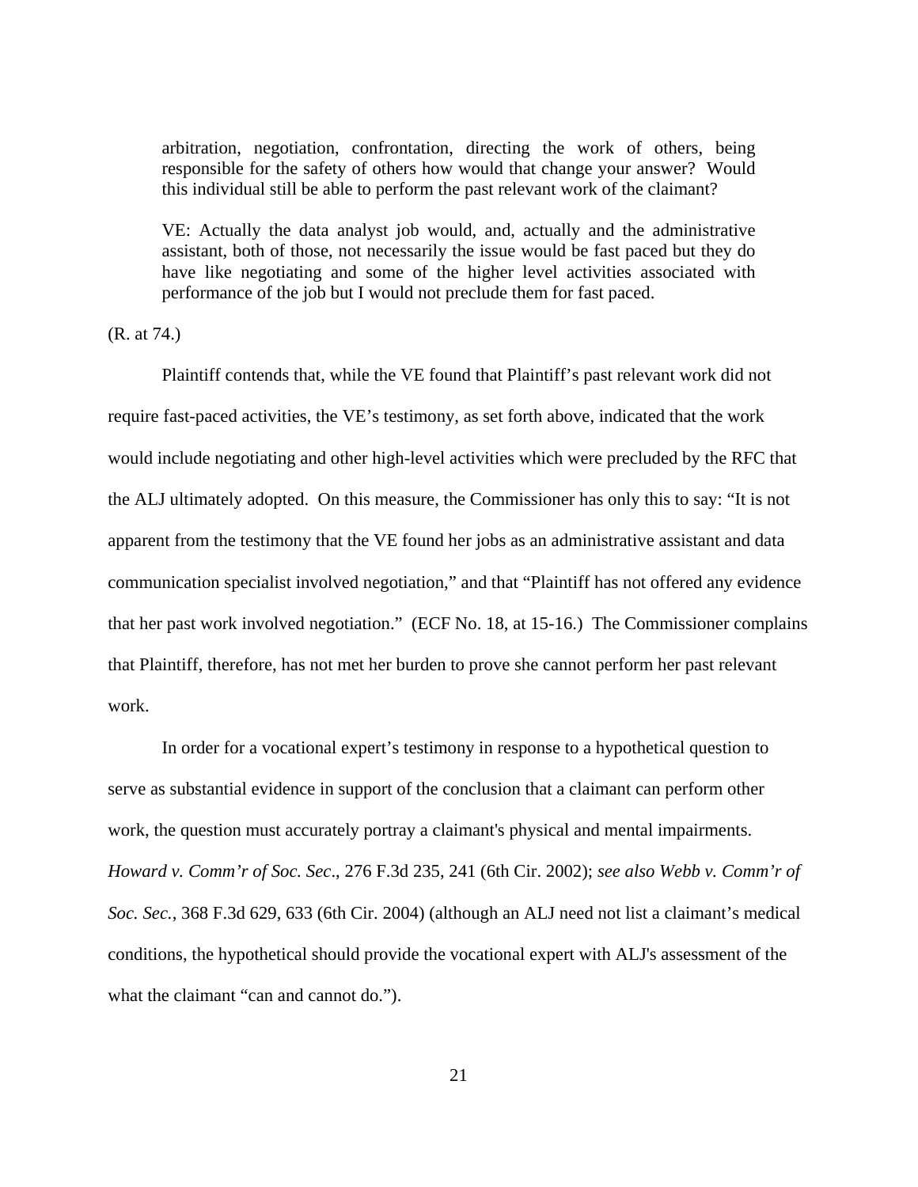> arbitration, negotiation, confrontation, directing the work of others, being responsible for the safety of others how would that change your answer? Would this individual still be able to perform the past relevant work of the claimant?
>
> VE: Actually the data analyst job would, and, actually and the administrative assistant, both of those, not necessarily the issue would be fast paced but they do have like negotiating and some of the higher level activities associated with performance of the job but I would not preclude them for fast paced.

(R. at 74.)

Plaintiff contends that, while the VE found that Plaintiff's past relevant work did not require fast-paced activities, the VE's testimony, as set forth above, indicated that the work would include negotiating and other high-level activities which were precluded by the RFC that the ALJ ultimately adopted. On this measure, the Commissioner has only this to say: "It is not apparent from the testimony that the VE found her jobs as an administrative assistant and data communication specialist involved negotiation," and that "Plaintiff has not offered any evidence that her past work involved negotiation." (ECF No. 18, at 15-16.) The Commissioner complains that Plaintiff, therefore, has not met her burden to prove she cannot perform her past relevant work.

In order for a vocational expert's testimony in response to a hypothetical question to serve as substantial evidence in support of the conclusion that a claimant can perform other work, the question must accurately portray a claimant's physical and mental impairments. *Howard v. Comm'r of Soc. Sec*., 276 F.3d 235, 241 (6th Cir. 2002); *see also Webb v. Comm'r of Soc. Sec.*, 368 F.3d 629, 633 (6th Cir. 2004) (although an ALJ need not list a claimant's medical conditions, the hypothetical should provide the vocational expert with ALJ's assessment of the what the claimant "can and cannot do.").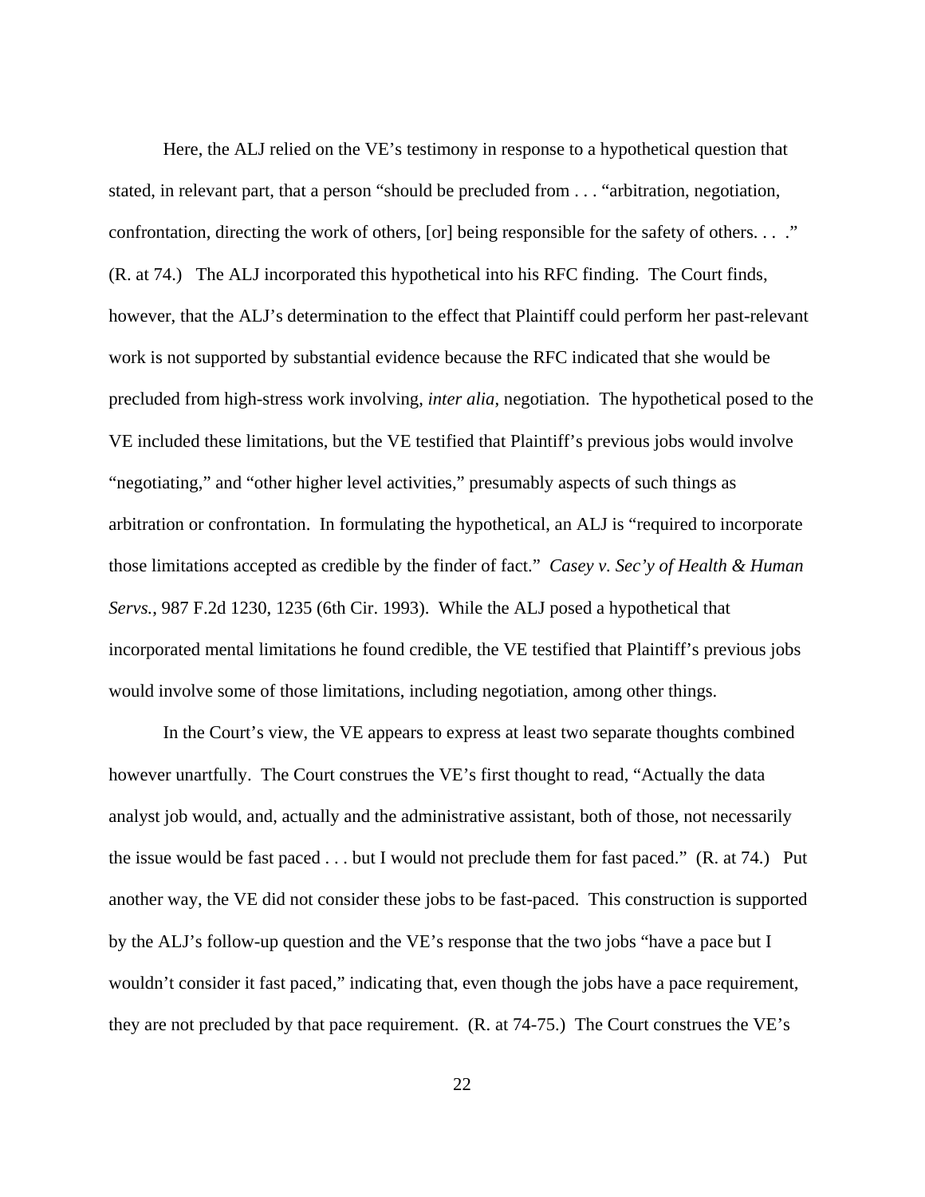Here, the ALJ relied on the VE's testimony in response to a hypothetical question that stated, in relevant part, that a person "should be precluded from . . . "arbitration, negotiation, confrontation, directing the work of others, [or] being responsible for the safety of others. . . ." (R. at 74.) The ALJ incorporated this hypothetical into his RFC finding. The Court finds, however, that the ALJ's determination to the effect that Plaintiff could perform her past-relevant work is not supported by substantial evidence because the RFC indicated that she would be precluded from high-stress work involving, *inter alia*, negotiation. The hypothetical posed to the VE included these limitations, but the VE testified that Plaintiff's previous jobs would involve "negotiating," and "other higher level activities," presumably aspects of such things as arbitration or confrontation. In formulating the hypothetical, an ALJ is "required to incorporate those limitations accepted as credible by the finder of fact." *Casey v. Sec'y of Health & Human Servs.*, 987 F.2d 1230, 1235 (6th Cir. 1993). While the ALJ posed a hypothetical that incorporated mental limitations he found credible, the VE testified that Plaintiff's previous jobs would involve some of those limitations, including negotiation, among other things.

In the Court's view, the VE appears to express at least two separate thoughts combined however unartfully. The Court construes the VE's first thought to read, "Actually the data analyst job would, and, actually and the administrative assistant, both of those, not necessarily the issue would be fast paced . . . but I would not preclude them for fast paced." (R. at 74.) Put another way, the VE did not consider these jobs to be fast-paced. This construction is supported by the ALJ's follow-up question and the VE's response that the two jobs "have a pace but I wouldn't consider it fast paced," indicating that, even though the jobs have a pace requirement, they are not precluded by that pace requirement. (R. at 74-75.) The Court construes the VE's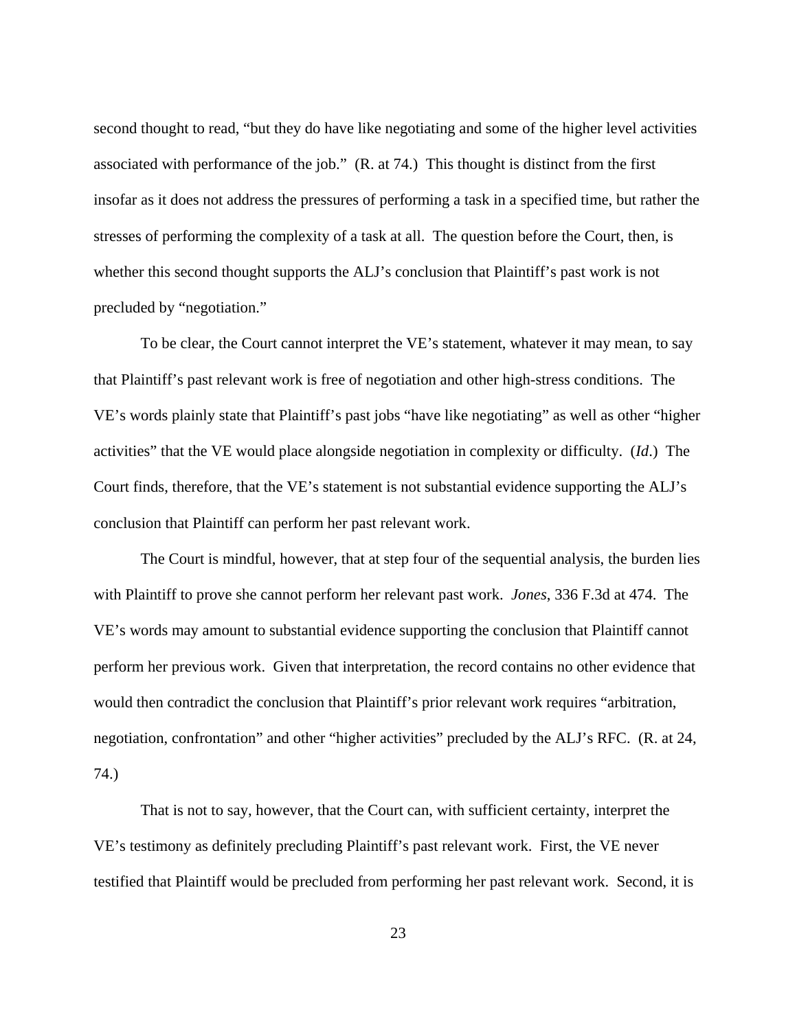second thought to read, "but they do have like negotiating and some of the higher level activities associated with performance of the job." (R. at 74.) This thought is distinct from the first insofar as it does not address the pressures of performing a task in a specified time, but rather the stresses of performing the complexity of a task at all. The question before the Court, then, is whether this second thought supports the ALJ's conclusion that Plaintiff's past work is not precluded by "negotiation."

To be clear, the Court cannot interpret the VE's statement, whatever it may mean, to say that Plaintiff's past relevant work is free of negotiation and other high-stress conditions. The VE's words plainly state that Plaintiff's past jobs "have like negotiating" as well as other "higher activities" that the VE would place alongside negotiation in complexity or difficulty. (*Id*.) The Court finds, therefore, that the VE's statement is not substantial evidence supporting the ALJ's conclusion that Plaintiff can perform her past relevant work.

The Court is mindful, however, that at step four of the sequential analysis, the burden lies with Plaintiff to prove she cannot perform her relevant past work. *Jones*, 336 F.3d at 474. The VE's words may amount to substantial evidence supporting the conclusion that Plaintiff cannot perform her previous work. Given that interpretation, the record contains no other evidence that would then contradict the conclusion that Plaintiff's prior relevant work requires "arbitration, negotiation, confrontation" and other "higher activities" precluded by the ALJ's RFC. (R. at 24, 74.)

That is not to say, however, that the Court can, with sufficient certainty, interpret the VE's testimony as definitely precluding Plaintiff's past relevant work. First, the VE never testified that Plaintiff would be precluded from performing her past relevant work. Second, it is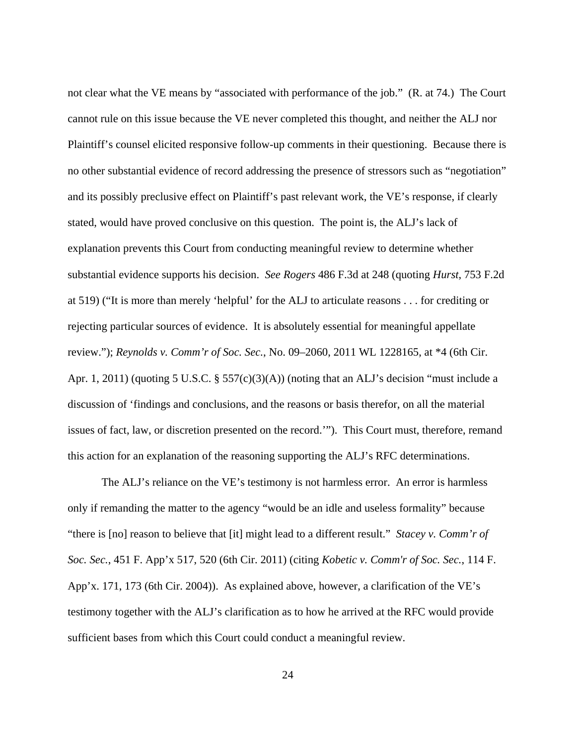not clear what the VE means by "associated with performance of the job." (R. at 74.) The Court cannot rule on this issue because the VE never completed this thought, and neither the ALJ nor Plaintiff's counsel elicited responsive follow-up comments in their questioning. Because there is no other substantial evidence of record addressing the presence of stressors such as "negotiation" and its possibly preclusive effect on Plaintiff's past relevant work, the VE's response, if clearly stated, would have proved conclusive on this question. The point is, the ALJ's lack of explanation prevents this Court from conducting meaningful review to determine whether substantial evidence supports his decision. *See Rogers* 486 F.3d at 248 (quoting *Hurst*, 753 F.2d at 519) ("It is more than merely 'helpful' for the ALJ to articulate reasons . . . for crediting or rejecting particular sources of evidence. It is absolutely essential for meaningful appellate review."); *Reynolds v. Comm'r of Soc. Sec.*, No. 09–2060, 2011 WL 1228165, at *4 (6th Cir. Apr. 1, 2011) (quoting 5 U.S.C. § 557(c)(3)(A)) (noting that an ALJ's decision "must include a discussion of 'findings and conclusions, and the reasons or basis therefor, on all the material issues of fact, law, or discretion presented on the record.'"). This Court must, therefore, remand this action for an explanation of the reasoning supporting the ALJ's RFC determinations.

The ALJ's reliance on the VE's testimony is not harmless error. An error is harmless only if remanding the matter to the agency "would be an idle and useless formality" because "there is [no] reason to believe that [it] might lead to a different result." *Stacey v. Comm'r of Soc. Sec.*, 451 F. App'x 517, 520 (6th Cir. 2011) (citing *Kobetic v. Comm'r of Soc. Sec.*, 114 F. App'x. 171, 173 (6th Cir. 2004)). As explained above, however, a clarification of the VE's testimony together with the ALJ's clarification as to how he arrived at the RFC would provide sufficient bases from which this Court could conduct a meaningful review.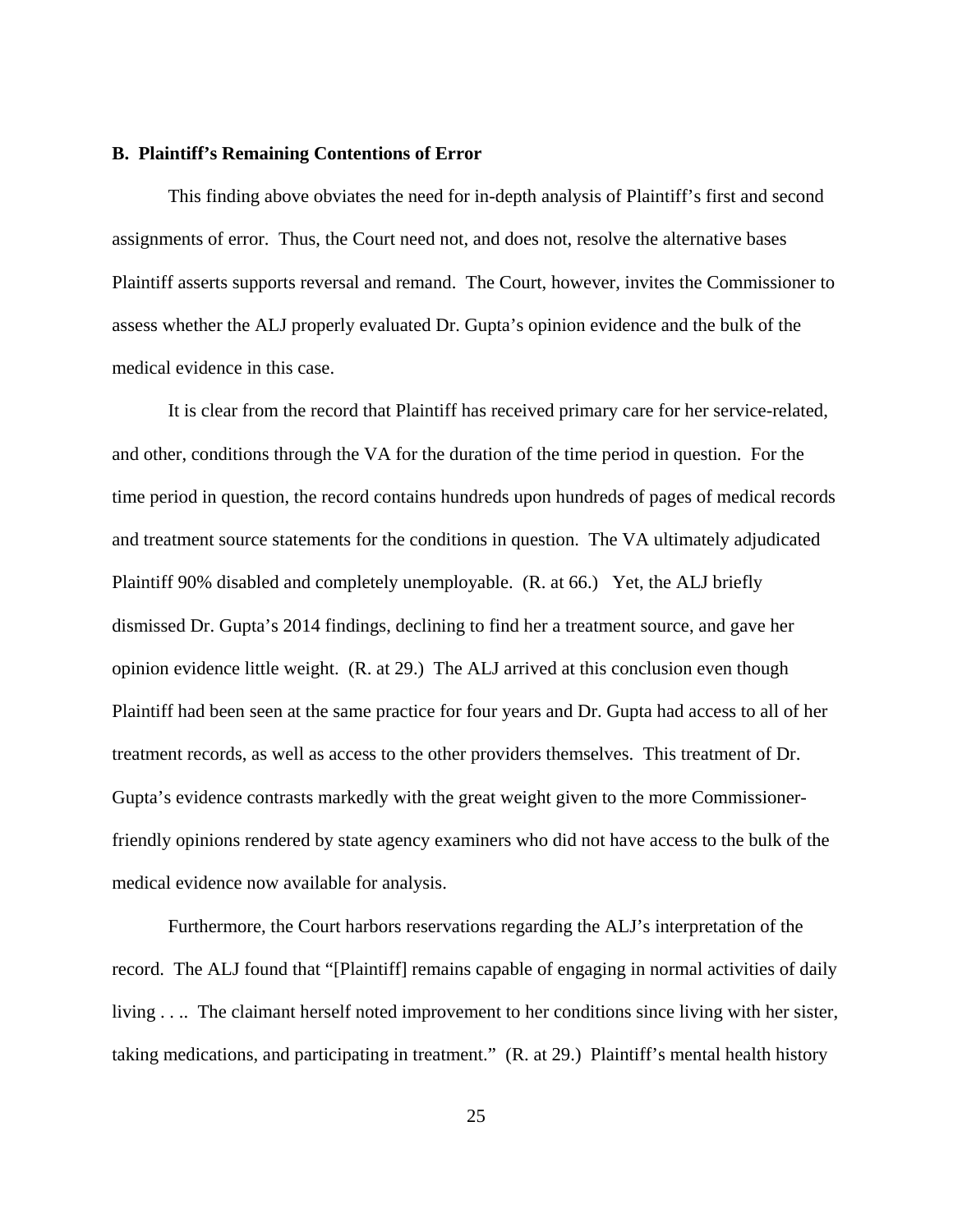### B. Plaintiff's Remaining Contentions of Error

This finding above obviates the need for in-depth analysis of Plaintiff's first and second assignments of error. Thus, the Court need not, and does not, resolve the alternative bases Plaintiff asserts supports reversal and remand. The Court, however, invites the Commissioner to assess whether the ALJ properly evaluated Dr. Gupta's opinion evidence and the bulk of the medical evidence in this case.

It is clear from the record that Plaintiff has received primary care for her service-related, and other, conditions through the VA for the duration of the time period in question. For the time period in question, the record contains hundreds upon hundreds of pages of medical records and treatment source statements for the conditions in question. The VA ultimately adjudicated Plaintiff 90% disabled and completely unemployable. (R. at 66.) Yet, the ALJ briefly dismissed Dr. Gupta's 2014 findings, declining to find her a treatment source, and gave her opinion evidence little weight. (R. at 29.) The ALJ arrived at this conclusion even though Plaintiff had been seen at the same practice for four years and Dr. Gupta had access to all of her treatment records, as well as access to the other providers themselves. This treatment of Dr. Gupta's evidence contrasts markedly with the great weight given to the more Commissioner-friendly opinions rendered by state agency examiners who did not have access to the bulk of the medical evidence now available for analysis.

Furthermore, the Court harbors reservations regarding the ALJ's interpretation of the record. The ALJ found that "[Plaintiff] remains capable of engaging in normal activities of daily living . . .. The claimant herself noted improvement to her conditions since living with her sister, taking medications, and participating in treatment." (R. at 29.) Plaintiff's mental health history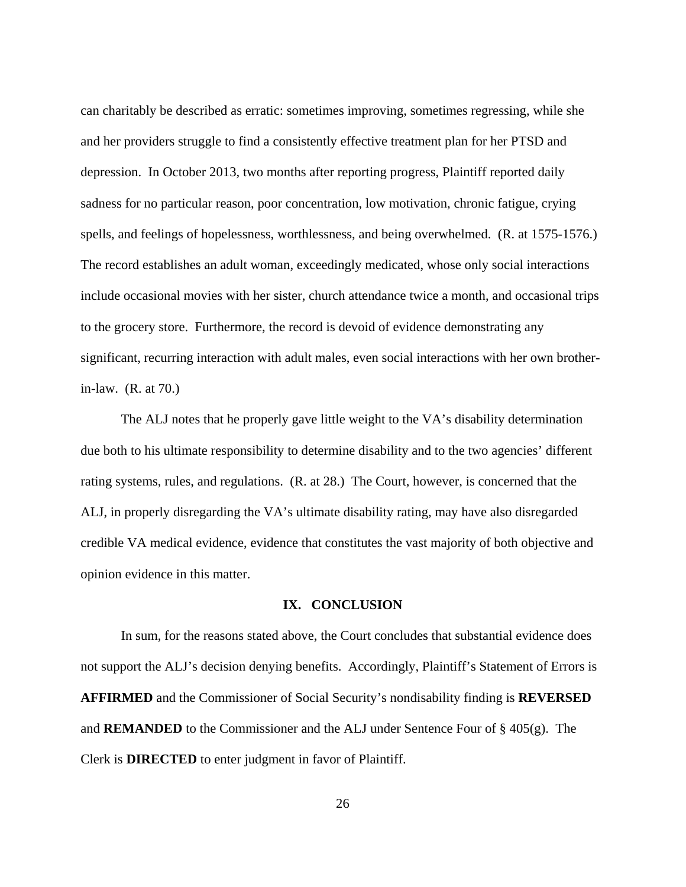can charitably be described as erratic: sometimes improving, sometimes regressing, while she and her providers struggle to find a consistently effective treatment plan for her PTSD and depression. In October 2013, two months after reporting progress, Plaintiff reported daily sadness for no particular reason, poor concentration, low motivation, chronic fatigue, crying spells, and feelings of hopelessness, worthlessness, and being overwhelmed. (R. at 1575-1576.) The record establishes an adult woman, exceedingly medicated, whose only social interactions include occasional movies with her sister, church attendance twice a month, and occasional trips to the grocery store. Furthermore, the record is devoid of evidence demonstrating any significant, recurring interaction with adult males, even social interactions with her own brother-in-law. (R. at 70.)

The ALJ notes that he properly gave little weight to the VA's disability determination due both to his ultimate responsibility to determine disability and to the two agencies' different rating systems, rules, and regulations. (R. at 28.) The Court, however, is concerned that the ALJ, in properly disregarding the VA's ultimate disability rating, may have also disregarded credible VA medical evidence, evidence that constitutes the vast majority of both objective and opinion evidence in this matter.

## IX. CONCLUSION

In sum, for the reasons stated above, the Court concludes that substantial evidence does not support the ALJ's decision denying benefits. Accordingly, Plaintiff's Statement of Errors is **AFFIRMED** and the Commissioner of Social Security's nondisability finding is **REVERSED** and **REMANDED** to the Commissioner and the ALJ under Sentence Four of § 405(g). The Clerk is **DIRECTED** to enter judgment in favor of Plaintiff.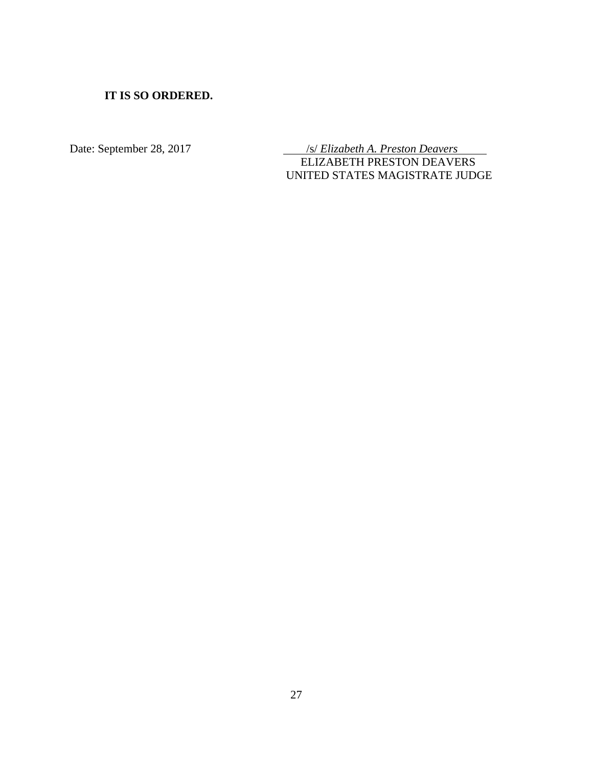**IT IS SO ORDERED.**

Date: September 28, 2017

/s/ *Elizabeth A. Preston Deavers*
ELIZABETH PRESTON DEAVERS
UNITED STATES MAGISTRATE JUDGE